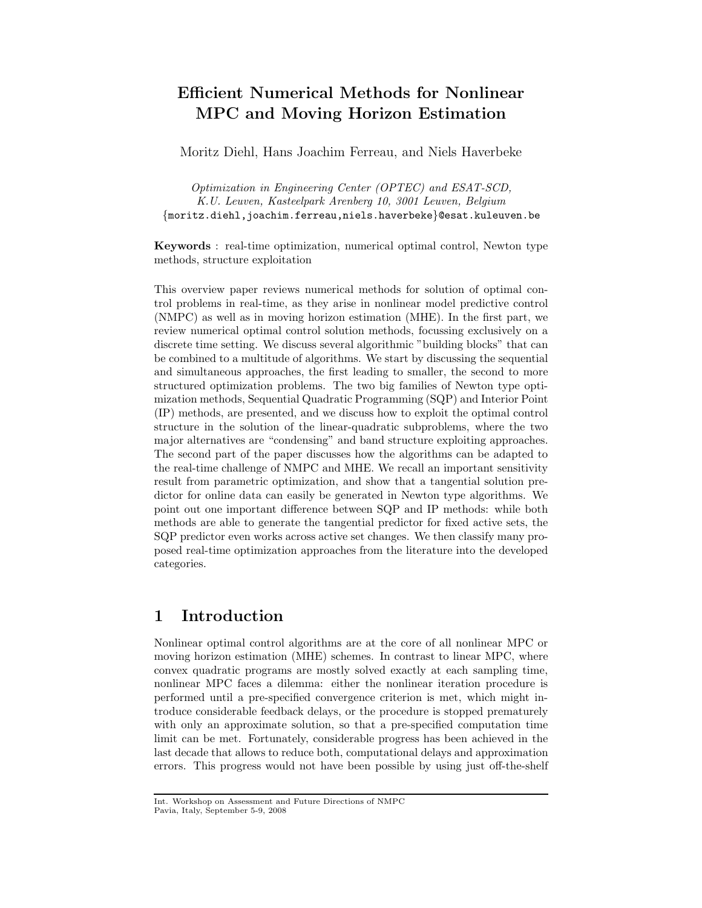# Efficient Numerical Methods for Nonlinear MPC and Moving Horizon Estimation

Moritz Diehl, Hans Joachim Ferreau, and Niels Haverbeke

*Optimization in Engineering Center (OPTEC) and ESAT-SCD, K.U. Leuven, Kasteelpark Arenberg 10, 3001 Leuven, Belgium*
{moritz.diehl,joachim.ferreau,niels.haverbeke}@esat.kuleuven.be

**Keywords** : real-time optimization, numerical optimal control, Newton type methods, structure exploitation

This overview paper reviews numerical methods for solution of optimal control problems in real-time, as they arise in nonlinear model predictive control (NMPC) as well as in moving horizon estimation (MHE). In the first part, we review numerical optimal control solution methods, focussing exclusively on a discrete time setting. We discuss several algorithmic "building blocks" that can be combined to a multitude of algorithms. We start by discussing the sequential and simultaneous approaches, the first leading to smaller, the second to more structured optimization problems. The two big families of Newton type optimization methods, Sequential Quadratic Programming (SQP) and Interior Point (IP) methods, are presented, and we discuss how to exploit the optimal control structure in the solution of the linear-quadratic subproblems, where the two major alternatives are "condensing" and band structure exploiting approaches. The second part of the paper discusses how the algorithms can be adapted to the real-time challenge of NMPC and MHE. We recall an important sensitivity result from parametric optimization, and show that a tangential solution predictor for online data can easily be generated in Newton type algorithms. We point out one important difference between SQP and IP methods: while both methods are able to generate the tangential predictor for fixed active sets, the SQP predictor even works across active set changes. We then classify many proposed real-time optimization approaches from the literature into the developed categories.

## 1 Introduction

Nonlinear optimal control algorithms are at the core of all nonlinear MPC or moving horizon estimation (MHE) schemes. In contrast to linear MPC, where convex quadratic programs are mostly solved exactly at each sampling time, nonlinear MPC faces a dilemma: either the nonlinear iteration procedure is performed until a pre-specified convergence criterion is met, which might introduce considerable feedback delays, or the procedure is stopped prematurely with only an approximate solution, so that a pre-specified computation time limit can be met. Fortunately, considerable progress has been achieved in the last decade that allows to reduce both, computational delays and approximation errors. This progress would not have been possible by using just off-the-shelf

Int. Workshop on Assessment and Future Directions of NMPC
Pavia, Italy, September 5-9, 2008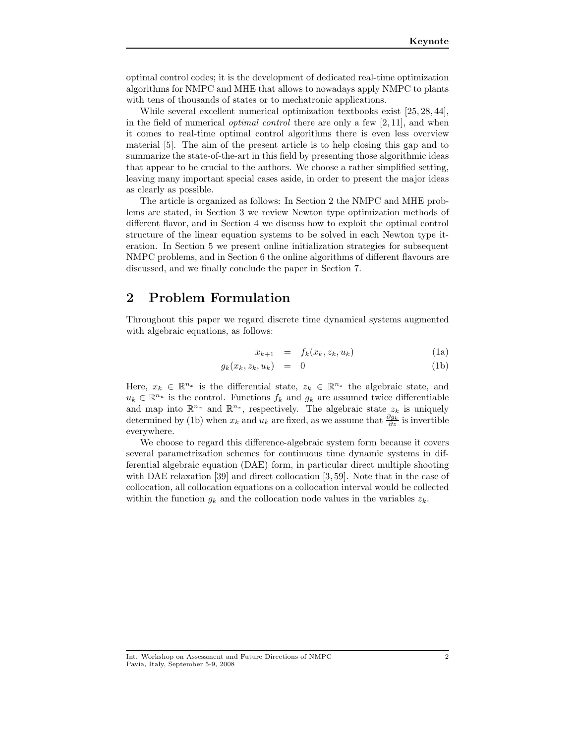optimal control codes; it is the development of dedicated real-time optimization algorithms for NMPC and MHE that allows to nowadays apply NMPC to plants with tens of thousands of states or to mechatronic applications.

While several excellent numerical optimization textbooks exist [25, 28, 44], in the field of numerical *optimal control* there are only a few [2, 11], and when it comes to real-time optimal control algorithms there is even less overview material [5]. The aim of the present article is to help closing this gap and to summarize the state-of-the-art in this field by presenting those algorithmic ideas that appear to be crucial to the authors. We choose a rather simplified setting, leaving many important special cases aside, in order to present the major ideas as clearly as possible.

The article is organized as follows: In Section 2 the NMPC and MHE problems are stated, in Section 3 we review Newton type optimization methods of different flavor, and in Section 4 we discuss how to exploit the optimal control structure of the linear equation systems to be solved in each Newton type iteration. In Section 5 we present online initialization strategies for subsequent NMPC problems, and in Section 6 the online algorithms of different flavours are discussed, and we finally conclude the paper in Section 7.

## 2 Problem Formulation

Throughout this paper we regard discrete time dynamical systems augmented with algebraic equations, as follows:

$$x_{k+1} = f_k(x_k, z_k, u_k) \tag{1a}$$

$$g_k(x_k, z_k, u_k) = 0 \tag{1b}$$

Here, $x_k \in \mathbb{R}^{n_x}$ is the differential state, $z_k \in \mathbb{R}^{n_z}$ the algebraic state, and $u_k \in \mathbb{R}^{n_u}$ is the control. Functions $f_k$ and $g_k$ are assumed twice differentiable and map into $\mathbb{R}^{n_x}$ and $\mathbb{R}^{n_z}$, respectively. The algebraic state $z_k$ is uniquely determined by (1b) when $x_k$ and $u_k$ are fixed, as we assume that $\frac{\partial g_k}{\partial z}$ is invertible everywhere.

We choose to regard this difference-algebraic system form because it covers several parametrization schemes for continuous time dynamic systems in differential algebraic equation (DAE) form, in particular direct multiple shooting with DAE relaxation [39] and direct collocation [3, 59]. Note that in the case of collocation, all collocation equations on a collocation interval would be collected within the function $g_k$ and the collocation node values in the variables $z_k$.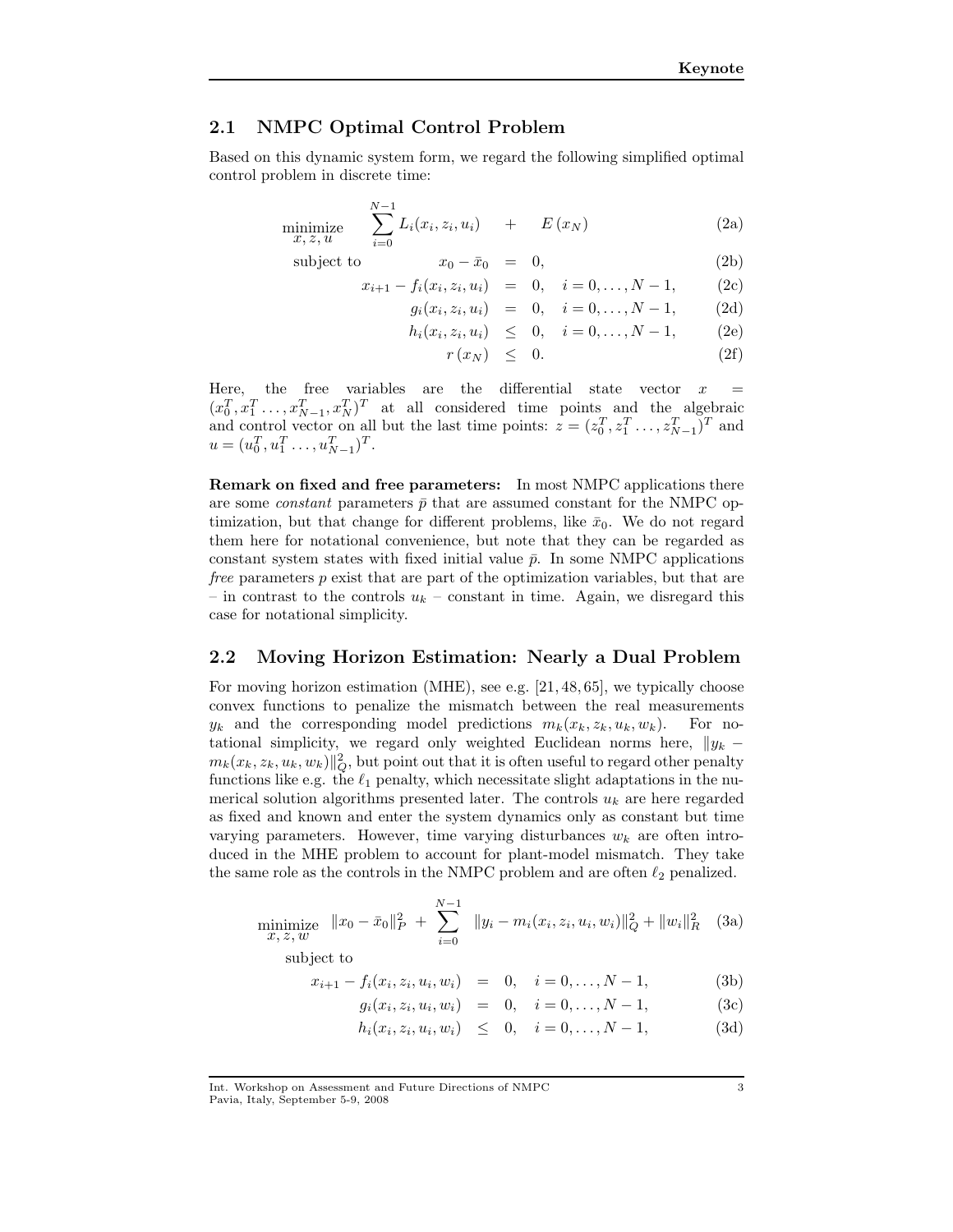## 2.1 NMPC Optimal Control Problem

Based on this dynamic system form, we regard the following simplified optimal control problem in discrete time:

$$
\begin{aligned}
\underset{x,\,z,\,u}{\text{minimize}} \quad & \sum_{i=0}^{N-1} L_i(x_i, z_i, u_i) \quad + \quad E\,(x_N) && \text{(2a)}\\
\text{subject to} \quad & x_0 - \bar{x}_0 \;=\; 0, && \text{(2b)}\\
& x_{i+1} - f_i(x_i, z_i, u_i) \;=\; 0, \quad i = 0, \ldots, N-1, && \text{(2c)}\\
& g_i(x_i, z_i, u_i) \;=\; 0, \quad i = 0, \ldots, N-1, && \text{(2d)}\\
& h_i(x_i, z_i, u_i) \;\leq\; 0, \quad i = 0, \ldots, N-1, && \text{(2e)}\\
& r\,(x_N) \;\leq\; 0. && \text{(2f)}
\end{aligned}
$$

Here, the free variables are the differential state vector $x = (x_0^T, x_1^T \ldots, x_{N-1}^T, x_N^T)^T$ at all considered time points and the algebraic and control vector on all but the last time points: $z = (z_0^T, z_1^T \ldots, z_{N-1}^T)^T$ and $u = (u_0^T, u_1^T \ldots, u_{N-1}^T)^T$.

**Remark on fixed and free parameters:** In most NMPC applications there are some *constant* parameters $\bar{p}$ that are assumed constant for the NMPC optimization, but that change for different problems, like $\bar{x}_0$. We do not regard them here for notational convenience, but note that they can be regarded as constant system states with fixed initial value $\bar{p}$. In some NMPC applications *free* parameters $p$ exist that are part of the optimization variables, but that are – in contrast to the controls $u_k$ – constant in time. Again, we disregard this case for notational simplicity.

## 2.2 Moving Horizon Estimation: Nearly a Dual Problem

For moving horizon estimation (MHE), see e.g. [21, 48, 65], we typically choose convex functions to penalize the mismatch between the real measurements $y_k$ and the corresponding model predictions $m_k(x_k, z_k, u_k, w_k)$. For notational simplicity, we regard only weighted Euclidean norms here, $\|y_k - m_k(x_k, z_k, u_k, w_k)\|_Q^2$, but point out that it is often useful to regard other penalty functions like e.g. the $\ell_1$ penalty, which necessitate slight adaptations in the numerical solution algorithms presented later. The controls $u_k$ are here regarded as fixed and known and enter the system dynamics only as constant but time varying parameters. However, time varying disturbances $w_k$ are often introduced in the MHE problem to account for plant-model mismatch. They take the same role as the controls in the NMPC problem and are often $\ell_2$ penalized.

$$
\begin{aligned}
\underset{x,\,z,\,w}{\text{minimize}} \quad & \|x_0 - \bar{x}_0\|_P^2 \;+\; \sum_{i=0}^{N-1} \;\|y_i - m_i(x_i, z_i, u_i, w_i)\|_Q^2 + \|w_i\|_R^2 && \text{(3a)}\\
\text{subject to} \quad & \\
& x_{i+1} - f_i(x_i, z_i, u_i, w_i) \;=\; 0, \quad i = 0, \ldots, N-1, && \text{(3b)}\\
& g_i(x_i, z_i, u_i, w_i) \;=\; 0, \quad i = 0, \ldots, N-1, && \text{(3c)}\\
& h_i(x_i, z_i, u_i, w_i) \;\leq\; 0, \quad i = 0, \ldots, N-1, && \text{(3d)}
\end{aligned}
$$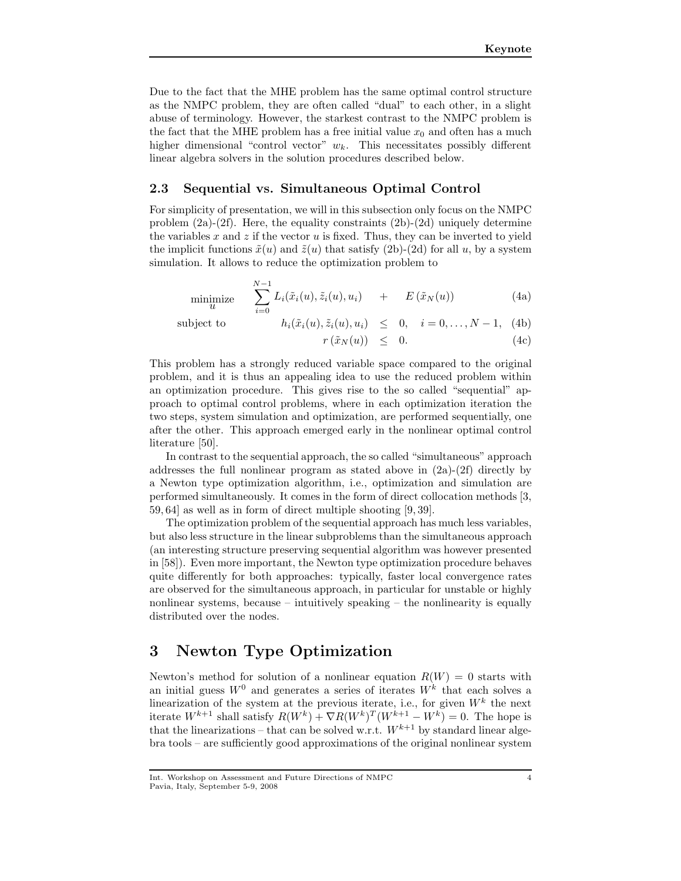Due to the fact that the MHE problem has the same optimal control structure as the NMPC problem, they are often called "dual" to each other, in a slight abuse of terminology. However, the starkest contrast to the NMPC problem is the fact that the MHE problem has a free initial value $x_0$ and often has a much higher dimensional "control vector" $w_k$. This necessitates possibly different linear algebra solvers in the solution procedures described below.

### 2.3 Sequential vs. Simultaneous Optimal Control

For simplicity of presentation, we will in this subsection only focus on the NMPC problem (2a)-(2f). Here, the equality constraints (2b)-(2d) uniquely determine the variables $x$ and $z$ if the vector $u$ is fixed. Thus, they can be inverted to yield the implicit functions $\tilde{x}(u)$ and $\tilde{z}(u)$ that satisfy (2b)-(2d) for all $u$, by a system simulation. It allows to reduce the optimization problem to

$$
\begin{aligned}
\underset{u}{\text{minimize}} \quad & \sum_{i=0}^{N-1} L_i(\tilde{x}_i(u), \tilde{z}_i(u), u_i) \quad + \quad E\left(\tilde{x}_N(u)\right) && \text{(4a)} \\
\text{subject to} \quad & h_i(\tilde{x}_i(u), \tilde{z}_i(u), u_i) \leq 0, \quad i = 0, \ldots, N-1, && \text{(4b)} \\
& r\left(\tilde{x}_N(u)\right) \leq 0. && \text{(4c)}
\end{aligned}
$$

This problem has a strongly reduced variable space compared to the original problem, and it is thus an appealing idea to use the reduced problem within an optimization procedure. This gives rise to the so called "sequential" approach to optimal control problems, where in each optimization iteration the two steps, system simulation and optimization, are performed sequentially, one after the other. This approach emerged early in the nonlinear optimal control literature [50].

In contrast to the sequential approach, the so called "simultaneous" approach addresses the full nonlinear program as stated above in (2a)-(2f) directly by a Newton type optimization algorithm, i.e., optimization and simulation are performed simultaneously. It comes in the form of direct collocation methods [3, 59, 64] as well as in form of direct multiple shooting [9, 39].

The optimization problem of the sequential approach has much less variables, but also less structure in the linear subproblems than the simultaneous approach (an interesting structure preserving sequential algorithm was however presented in [58]). Even more important, the Newton type optimization procedure behaves quite differently for both approaches: typically, faster local convergence rates are observed for the simultaneous approach, in particular for unstable or highly nonlinear systems, because – intuitively speaking – the nonlinearity is equally distributed over the nodes.

## 3 Newton Type Optimization

Newton's method for solution of a nonlinear equation $R(W) = 0$ starts with an initial guess $W^0$ and generates a series of iterates $W^k$ that each solves a linearization of the system at the previous iterate, i.e., for given $W^k$ the next iterate $W^{k+1}$ shall satisfy $R(W^k) + \nabla R(W^k)^T (W^{k+1} - W^k) = 0$. The hope is that the linearizations – that can be solved w.r.t. $W^{k+1}$ by standard linear algebra tools – are sufficiently good approximations of the original nonlinear system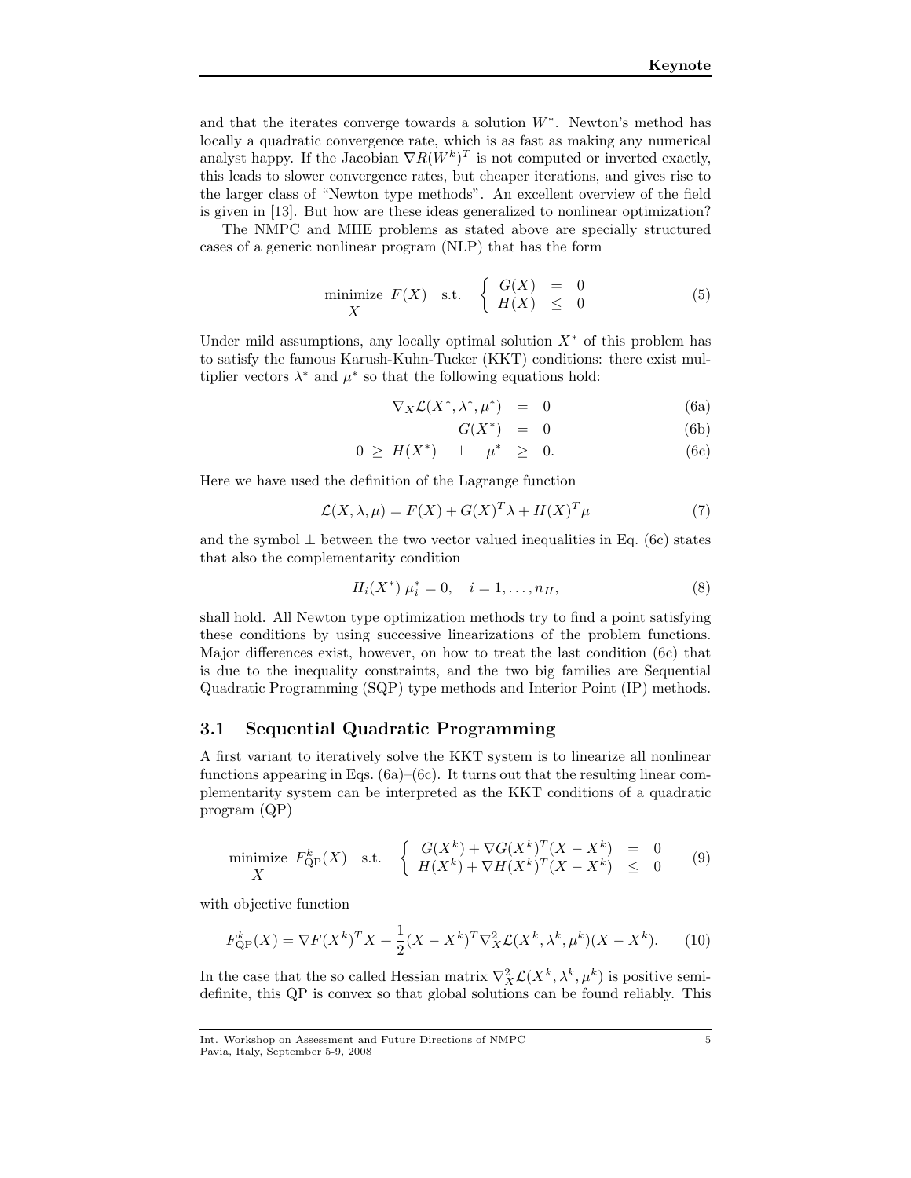and that the iterates converge towards a solution $W^*$. Newton's method has locally a quadratic convergence rate, which is as fast as making any numerical analyst happy. If the Jacobian $\nabla R(W^k)^T$ is not computed or inverted exactly, this leads to slower convergence rates, but cheaper iterations, and gives rise to the larger class of "Newton type methods". An excellent overview of the field is given in [13]. But how are these ideas generalized to nonlinear optimization?

The NMPC and MHE problems as stated above are specially structured cases of a generic nonlinear program (NLP) that has the form

$$\underset{X}{\text{minimize}} \;\; F(X) \quad \text{s.t.} \quad \begin{cases} G(X) & = & 0 \\ H(X) & \leq & 0 \end{cases} \tag{5}$$

Under mild assumptions, any locally optimal solution $X^*$ of this problem has to satisfy the famous Karush-Kuhn-Tucker (KKT) conditions: there exist multiplier vectors $\lambda^*$ and $\mu^*$ so that the following equations hold:

$$\nabla_X \mathcal{L}(X^*, \lambda^*, \mu^*) \;\; = \;\; 0 \tag{6a}$$

$$G(X^*) \;\; = \;\; 0 \tag{6b}$$

$$0 \;\geq\; H(X^*) \quad \perp \quad \mu^* \;\; \geq \;\; 0. \tag{6c}$$

Here we have used the definition of the Lagrange function

$$\mathcal{L}(X, \lambda, \mu) = F(X) + G(X)^T \lambda + H(X)^T \mu \tag{7}$$

and the symbol $\perp$ between the two vector valued inequalities in Eq. (6c) states that also the complementarity condition

$$H_i(X^*)\, \mu_i^* = 0, \quad i = 1, \ldots, n_H, \tag{8}$$

shall hold. All Newton type optimization methods try to find a point satisfying these conditions by using successive linearizations of the problem functions. Major differences exist, however, on how to treat the last condition (6c) that is due to the inequality constraints, and the two big families are Sequential Quadratic Programming (SQP) type methods and Interior Point (IP) methods.

### 3.1 Sequential Quadratic Programming

A first variant to iteratively solve the KKT system is to linearize all nonlinear functions appearing in Eqs. (6a)–(6c). It turns out that the resulting linear complementarity system can be interpreted as the KKT conditions of a quadratic program (QP)

$$\underset{X}{\text{minimize}} \;\; F_{\text{QP}}^k(X) \quad \text{s.t.} \quad \begin{cases} G(X^k) + \nabla G(X^k)^T (X - X^k) & = & 0 \\ H(X^k) + \nabla H(X^k)^T (X - X^k) & \leq & 0 \end{cases} \tag{9}$$

with objective function

$$F_{\text{QP}}^k(X) = \nabla F(X^k)^T X + \frac{1}{2} (X - X^k)^T \nabla_X^2 \mathcal{L}(X^k, \lambda^k, \mu^k)(X - X^k). \tag{10}$$

In the case that the so called Hessian matrix $\nabla_X^2 \mathcal{L}(X^k, \lambda^k, \mu^k)$ is positive semi-definite, this QP is convex so that global solutions can be found reliably. This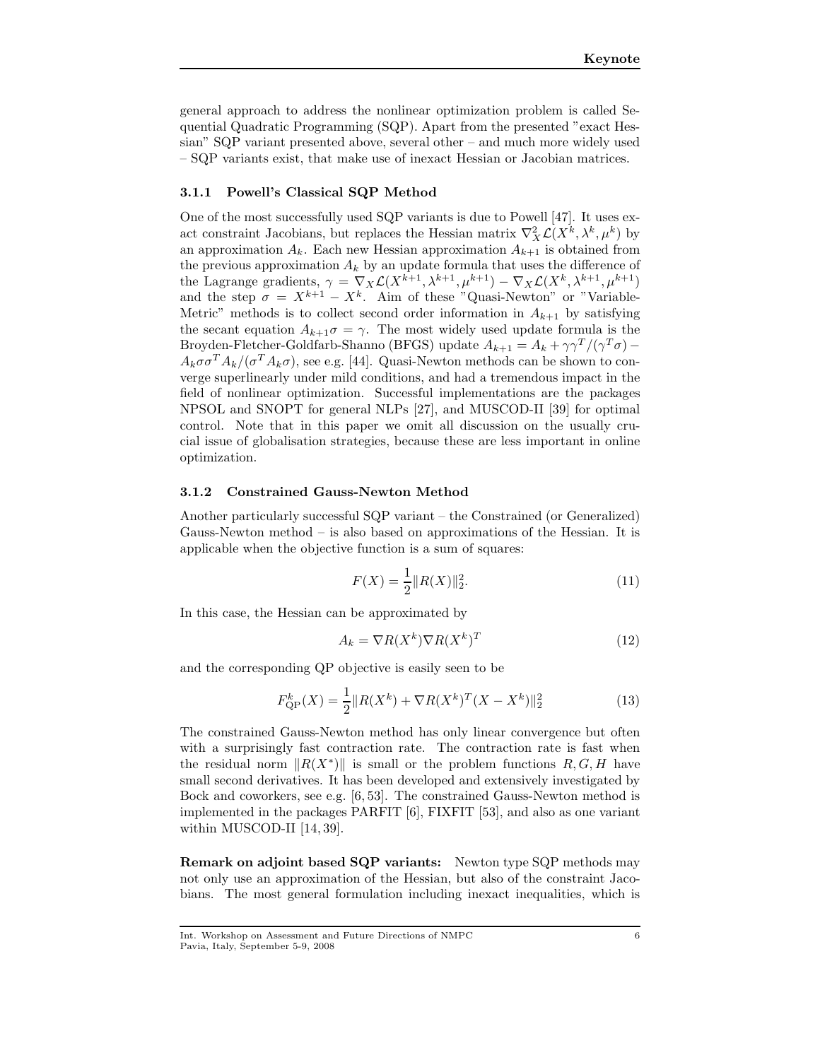general approach to address the nonlinear optimization problem is called Sequential Quadratic Programming (SQP). Apart from the presented "exact Hessian" SQP variant presented above, several other – and much more widely used – SQP variants exist, that make use of inexact Hessian or Jacobian matrices.

### 3.1.1 Powell's Classical SQP Method

One of the most successfully used SQP variants is due to Powell [47]. It uses exact constraint Jacobians, but replaces the Hessian matrix $\nabla_X^2 \mathcal{L}(X^k, \lambda^k, \mu^k)$ by an approximation $A_k$. Each new Hessian approximation $A_{k+1}$ is obtained from the previous approximation $A_k$ by an update formula that uses the difference of the Lagrange gradients, $\gamma = \nabla_X \mathcal{L}(X^{k+1}, \lambda^{k+1}, \mu^{k+1}) - \nabla_X \mathcal{L}(X^k, \lambda^{k+1}, \mu^{k+1})$ and the step $\sigma = X^{k+1} - X^k$. Aim of these "Quasi-Newton" or "Variable-Metric" methods is to collect second order information in $A_{k+1}$ by satisfying the secant equation $A_{k+1}\sigma = \gamma$. The most widely used update formula is the Broyden-Fletcher-Goldfarb-Shanno (BFGS) update $A_{k+1} = A_k + \gamma\gamma^T/(\gamma^T\sigma) - A_k\sigma\sigma^T A_k/(\sigma^T A_k \sigma)$, see e.g. [44]. Quasi-Newton methods can be shown to converge superlinearly under mild conditions, and had a tremendous impact in the field of nonlinear optimization. Successful implementations are the packages NPSOL and SNOPT for general NLPs [27], and MUSCOD-II [39] for optimal control. Note that in this paper we omit all discussion on the usually crucial issue of globalisation strategies, because these are less important in online optimization.

### 3.1.2 Constrained Gauss-Newton Method

Another particularly successful SQP variant – the Constrained (or Generalized) Gauss-Newton method – is also based on approximations of the Hessian. It is applicable when the objective function is a sum of squares:

$$F(X) = \frac{1}{2}\|R(X)\|_2^2. \tag{11}$$

In this case, the Hessian can be approximated by

$$A_k = \nabla R(X^k) \nabla R(X^k)^T \tag{12}$$

and the corresponding QP objective is easily seen to be

$$F_{\mathrm{QP}}^k(X) = \frac{1}{2}\|R(X^k) + \nabla R(X^k)^T (X - X^k)\|_2^2 \tag{13}$$

The constrained Gauss-Newton method has only linear convergence but often with a surprisingly fast contraction rate. The contraction rate is fast when the residual norm $\|R(X^*)\|$ is small or the problem functions $R, G, H$ have small second derivatives. It has been developed and extensively investigated by Bock and coworkers, see e.g. [6, 53]. The constrained Gauss-Newton method is implemented in the packages PARFIT [6], FIXFIT [53], and also as one variant within MUSCOD-II [14, 39].

**Remark on adjoint based SQP variants:** Newton type SQP methods may not only use an approximation of the Hessian, but also of the constraint Jacobians. The most general formulation including inexact inequalities, which is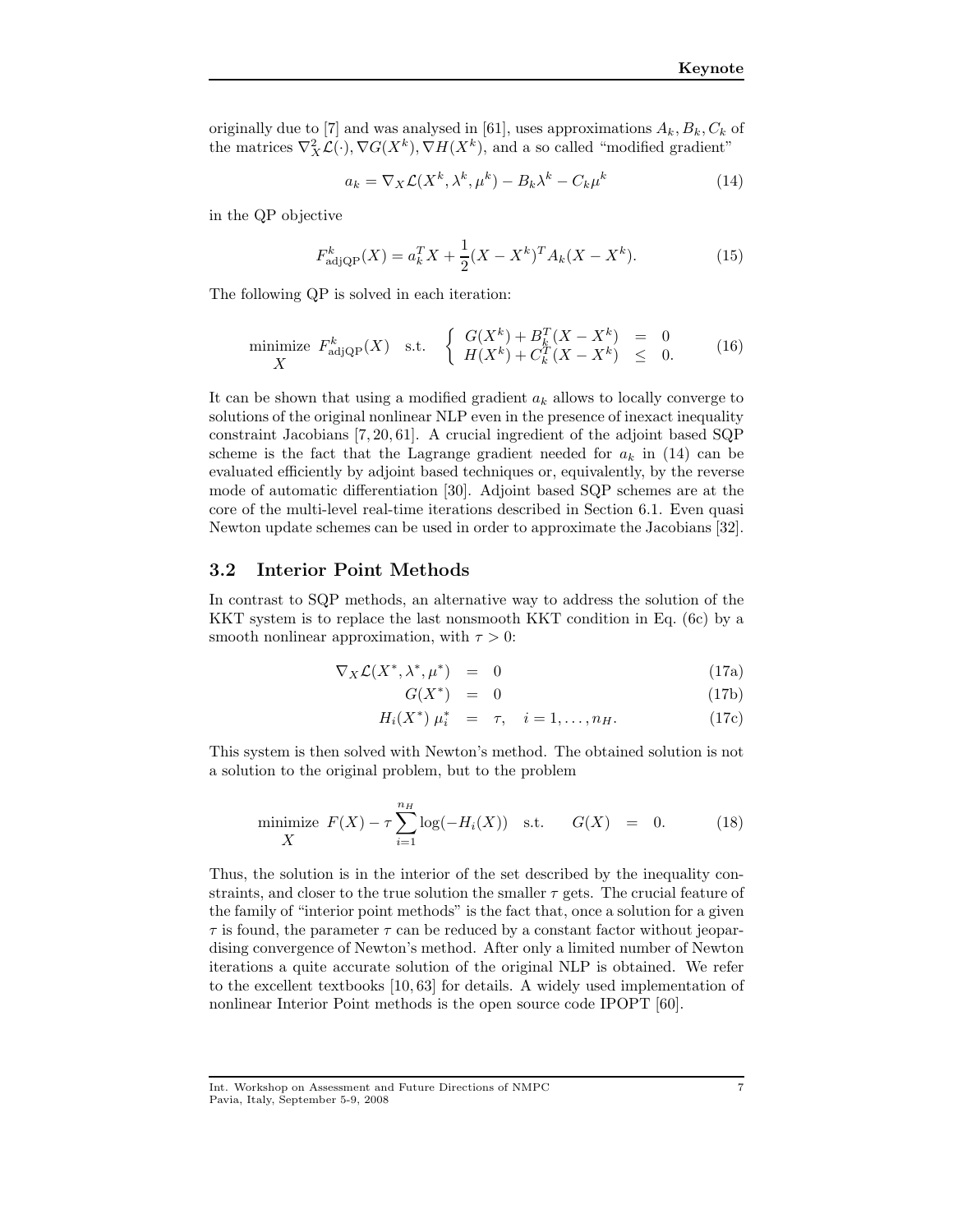originally due to [7] and was analysed in [61], uses approximations $A_k, B_k, C_k$ of the matrices $\nabla^2_X \mathcal{L}(\cdot), \nabla G(X^k), \nabla H(X^k)$, and a so called "modified gradient"

$$a_k = \nabla_X \mathcal{L}(X^k, \lambda^k, \mu^k) - B_k \lambda^k - C_k \mu^k \tag{14}$$

in the QP objective

$$F^k_{\text{adjQP}}(X) = a_k^T X + \frac{1}{2}(X - X^k)^T A_k (X - X^k). \tag{15}$$

The following QP is solved in each iteration:

$$\underset{X}{\text{minimize}} \;\; F^k_{\text{adjQP}}(X) \quad \text{s.t.} \quad \left\{ \begin{array}{rcl} G(X^k) + B_k^T (X - X^k) & = & 0 \\ H(X^k) + C_k^T (X - X^k) & \leq & 0. \end{array} \right. \tag{16}$$

It can be shown that using a modified gradient $a_k$ allows to locally converge to solutions of the original nonlinear NLP even in the presence of inexact inequality constraint Jacobians [7, 20, 61]. A crucial ingredient of the adjoint based SQP scheme is the fact that the Lagrange gradient needed for $a_k$ in (14) can be evaluated efficiently by adjoint based techniques or, equivalently, by the reverse mode of automatic differentiation [30]. Adjoint based SQP schemes are at the core of the multi-level real-time iterations described in Section 6.1. Even quasi Newton update schemes can be used in order to approximate the Jacobians [32].

## 3.2 Interior Point Methods

In contrast to SQP methods, an alternative way to address the solution of the KKT system is to replace the last nonsmooth KKT condition in Eq. (6c) by a smooth nonlinear approximation, with $\tau > 0$:

$$\nabla_X \mathcal{L}(X^*, \lambda^*, \mu^*) \;=\; 0 \tag{17a}$$

$$G(X^*) \;=\; 0 \tag{17b}$$

$$H_i(X^*)\, \mu_i^* \;=\; \tau, \quad i = 1, \ldots, n_H. \tag{17c}$$

This system is then solved with Newton's method. The obtained solution is not a solution to the original problem, but to the problem

$$\underset{X}{\text{minimize}} \;\; F(X) - \tau \sum_{i=1}^{n_H} \log(-H_i(X)) \quad \text{s.t.} \qquad G(X) \;=\; 0. \tag{18}$$

Thus, the solution is in the interior of the set described by the inequality constraints, and closer to the true solution the smaller $\tau$ gets. The crucial feature of the family of "interior point methods" is the fact that, once a solution for a given $\tau$ is found, the parameter $\tau$ can be reduced by a constant factor without jeopardising convergence of Newton's method. After only a limited number of Newton iterations a quite accurate solution of the original NLP is obtained. We refer to the excellent textbooks [10, 63] for details. A widely used implementation of nonlinear Interior Point methods is the open source code IPOPT [60].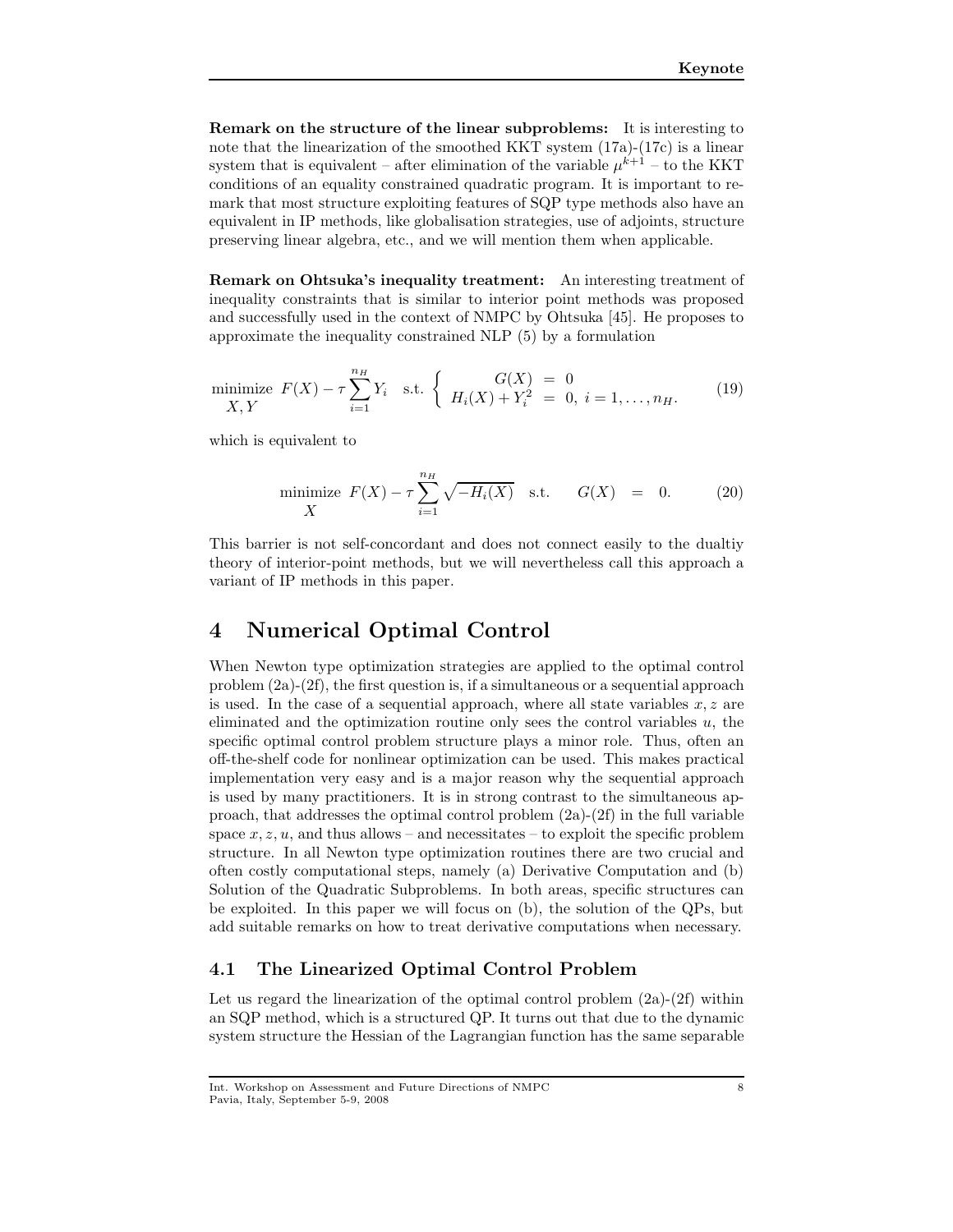**Remark on the structure of the linear subproblems:** It is interesting to note that the linearization of the smoothed KKT system (17a)-(17c) is a linear system that is equivalent – after elimination of the variable $\mu^{k+1}$ – to the KKT conditions of an equality constrained quadratic program. It is important to remark that most structure exploiting features of SQP type methods also have an equivalent in IP methods, like globalisation strategies, use of adjoints, structure preserving linear algebra, etc., and we will mention them when applicable.

**Remark on Ohtsuka's inequality treatment:** An interesting treatment of inequality constraints that is similar to interior point methods was proposed and successfully used in the context of NMPC by Ohtsuka [45]. He proposes to approximate the inequality constrained NLP (5) by a formulation

$$\underset{X,Y}{\text{minimize}} \;\; F(X) - \tau \sum_{i=1}^{n_H} Y_i \quad \text{s.t.} \; \left\{ \begin{array}{rcl} G(X) & = & 0 \\ H_i(X) + Y_i^2 & = & 0, \; i = 1, \ldots, n_H. \end{array} \right. \tag{19}$$

which is equivalent to

$$\underset{X}{\text{minimize}} \;\; F(X) - \tau \sum_{i=1}^{n_H} \sqrt{-H_i(X)} \quad \text{s.t.} \qquad G(X) \;\; = \;\; 0. \tag{20}$$

This barrier is not self-concordant and does not connect easily to the dualtiy theory of interior-point methods, but we will nevertheless call this approach a variant of IP methods in this paper.

# 4 Numerical Optimal Control

When Newton type optimization strategies are applied to the optimal control problem (2a)-(2f), the first question is, if a simultaneous or a sequential approach is used. In the case of a sequential approach, where all state variables $x, z$ are eliminated and the optimization routine only sees the control variables $u$, the specific optimal control problem structure plays a minor role. Thus, often an off-the-shelf code for nonlinear optimization can be used. This makes practical implementation very easy and is a major reason why the sequential approach is used by many practitioners. It is in strong contrast to the simultaneous approach, that addresses the optimal control problem (2a)-(2f) in the full variable space $x, z, u$, and thus allows – and necessitates – to exploit the specific problem structure. In all Newton type optimization routines there are two crucial and often costly computational steps, namely (a) Derivative Computation and (b) Solution of the Quadratic Subproblems. In both areas, specific structures can be exploited. In this paper we will focus on (b), the solution of the QPs, but add suitable remarks on how to treat derivative computations when necessary.

## 4.1 The Linearized Optimal Control Problem

Let us regard the linearization of the optimal control problem (2a)-(2f) within an SQP method, which is a structured QP. It turns out that due to the dynamic system structure the Hessian of the Lagrangian function has the same separable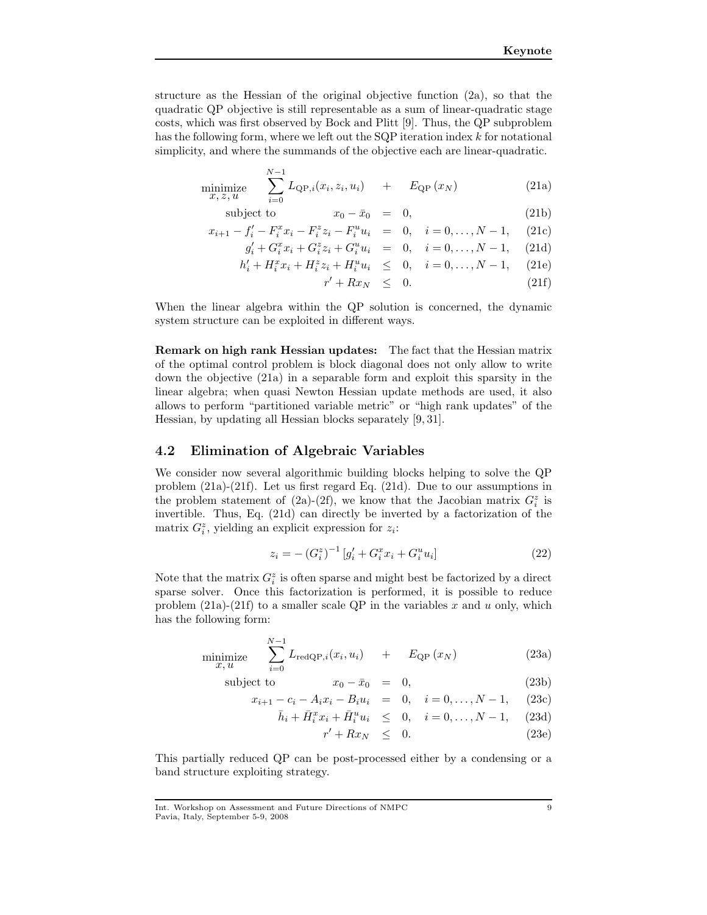structure as the Hessian of the original objective function (2a), so that the quadratic QP objective is still representable as a sum of linear-quadratic stage costs, which was first observed by Bock and Plitt [9]. Thus, the QP subproblem has the following form, where we left out the SQP iteration index $k$ for notational simplicity, and where the summands of the objective each are linear-quadratic.

$$
\begin{aligned}
\underset{x,\,z,\,u}{\text{minimize}} \quad & \sum_{i=0}^{N-1} L_{\mathrm{QP},i}(x_i, z_i, u_i) \quad + \quad E_{\mathrm{QP}}\,(x_N) && \text{(21a)}\\
\text{subject to} \quad & x_0 - \bar{x}_0 \;=\; 0, && \text{(21b)}\\
x_{i+1} - f_i' - F_i^x x_i - F_i^z z_i - F_i^u u_i \;&=\; 0, \quad i = 0, \ldots, N-1, && \text{(21c)}\\
g_i' + G_i^x x_i + G_i^z z_i + G_i^u u_i \;&=\; 0, \quad i = 0, \ldots, N-1, && \text{(21d)}\\
h_i' + H_i^x x_i + H_i^z z_i + H_i^u u_i \;&\leq\; 0, \quad i = 0, \ldots, N-1, && \text{(21e)}\\
r' + R x_N \;&\leq\; 0. && \text{(21f)}
\end{aligned}
$$

When the linear algebra within the QP solution is concerned, the dynamic system structure can be exploited in different ways.

**Remark on high rank Hessian updates:** The fact that the Hessian matrix of the optimal control problem is block diagonal does not only allow to write down the objective (21a) in a separable form and exploit this sparsity in the linear algebra; when quasi Newton Hessian update methods are used, it also allows to perform "partitioned variable metric" or "high rank updates" of the Hessian, by updating all Hessian blocks separately [9, 31].

## 4.2 Elimination of Algebraic Variables

We consider now several algorithmic building blocks helping to solve the QP problem (21a)-(21f). Let us first regard Eq. (21d). Due to our assumptions in the problem statement of (2a)-(2f), we know that the Jacobian matrix $G_i^z$ is invertible. Thus, Eq. (21d) can directly be inverted by a factorization of the matrix $G_i^z$, yielding an explicit expression for $z_i$:

$$
z_i = -\left(G_i^z\right)^{-1}\left[g_i' + G_i^x x_i + G_i^u u_i\right] \tag{22}
$$

Note that the matrix $G_i^z$ is often sparse and might best be factorized by a direct sparse solver. Once this factorization is performed, it is possible to reduce problem (21a)-(21f) to a smaller scale QP in the variables $x$ and $u$ only, which has the following form:

$$
\begin{aligned}
\underset{x,\,u}{\text{minimize}} \quad & \sum_{i=0}^{N-1} L_{\mathrm{redQP},i}(x_i, u_i) \quad + \quad E_{\mathrm{QP}}\,(x_N) && \text{(23a)}\\
\text{subject to} \quad & x_0 - \bar{x}_0 \;=\; 0, && \text{(23b)}\\
x_{i+1} - c_i - A_i x_i - B_i u_i \;&=\; 0, \quad i = 0, \ldots, N-1, && \text{(23c)}\\
\bar{h}_i + \bar{H}_i^x x_i + \bar{H}_i^u u_i \;&\leq\; 0, \quad i = 0, \ldots, N-1, && \text{(23d)}\\
r' + R x_N \;&\leq\; 0. && \text{(23e)}
\end{aligned}
$$

This partially reduced QP can be post-processed either by a condensing or a band structure exploiting strategy.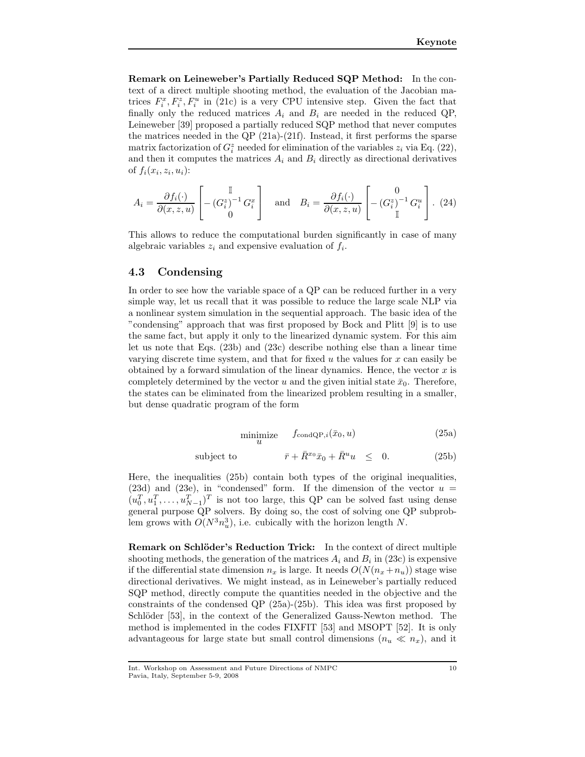**Remark on Leineweber's Partially Reduced SQP Method:** In the context of a direct multiple shooting method, the evaluation of the Jacobian matrices $F_i^x, F_i^z, F_i^u$ in (21c) is a very CPU intensive step. Given the fact that finally only the reduced matrices $A_i$ and $B_i$ are needed in the reduced QP, Leineweber [39] proposed a partially reduced SQP method that never computes the matrices needed in the QP (21a)-(21f). Instead, it first performs the sparse matrix factorization of $G_i^z$ needed for elimination of the variables $z_i$ via Eq. (22), and then it computes the matrices $A_i$ and $B_i$ directly as directional derivatives of $f_i(x_i, z_i, u_i)$:

$$A_i = \frac{\partial f_i(\cdot)}{\partial(x,z,u)} \begin{bmatrix} \mathbb{I} \\ -\left(G_i^z\right)^{-1} G_i^x \\ 0 \end{bmatrix} \quad \text{and} \quad B_i = \frac{\partial f_i(\cdot)}{\partial(x,z,u)} \begin{bmatrix} 0 \\ -\left(G_i^z\right)^{-1} G_i^u \\ \mathbb{I} \end{bmatrix}. \quad (24)$$

This allows to reduce the computational burden significantly in case of many algebraic variables $z_i$ and expensive evaluation of $f_i$.

## 4.3 Condensing

In order to see how the variable space of a QP can be reduced further in a very simple way, let us recall that it was possible to reduce the large scale NLP via a nonlinear system simulation in the sequential approach. The basic idea of the "condensing" approach that was first proposed by Bock and Plitt [9] is to use the same fact, but apply it only to the linearized dynamic system. For this aim let us note that Eqs. (23b) and (23c) describe nothing else than a linear time varying discrete time system, and that for fixed $u$ the values for $x$ can easily be obtained by a forward simulation of the linear dynamics. Hence, the vector $x$ is completely determined by the vector $u$ and the given initial state $\bar{x}_0$. Therefore, the states can be eliminated from the linearized problem resulting in a smaller, but dense quadratic program of the form

$$\underset{u}{\text{minimize}} \quad f_{\text{condQP},i}(\bar{x}_0, u) \quad (25a)$$

$$\text{subject to} \quad \bar{r} + \bar{R}^{x_0}\bar{x}_0 + \bar{R}^u u \;\; \leq \;\; 0. \quad (25b)$$

Here, the inequalities (25b) contain both types of the original inequalities, (23d) and (23e), in "condensed" form. If the dimension of the vector $u = (u_0^T, u_1^T, \ldots, u_{N-1}^T)^T$ is not too large, this QP can be solved fast using dense general purpose QP solvers. By doing so, the cost of solving one QP subproblem grows with $O(N^3 n_u^3)$, i.e. cubically with the horizon length $N$.

**Remark on Schlöder's Reduction Trick:** In the context of direct multiple shooting methods, the generation of the matrices $A_i$ and $B_i$ in (23c) is expensive if the differential state dimension $n_x$ is large. It needs $O(N(n_x + n_u))$ stage wise directional derivatives. We might instead, as in Leineweber's partially reduced SQP method, directly compute the quantities needed in the objective and the constraints of the condensed QP (25a)-(25b). This idea was first proposed by Schlöder [53], in the context of the Generalized Gauss-Newton method. The method is implemented in the codes FIXFIT [53] and MSOPT [52]. It is only advantageous for large state but small control dimensions ($n_u \ll n_x$), and it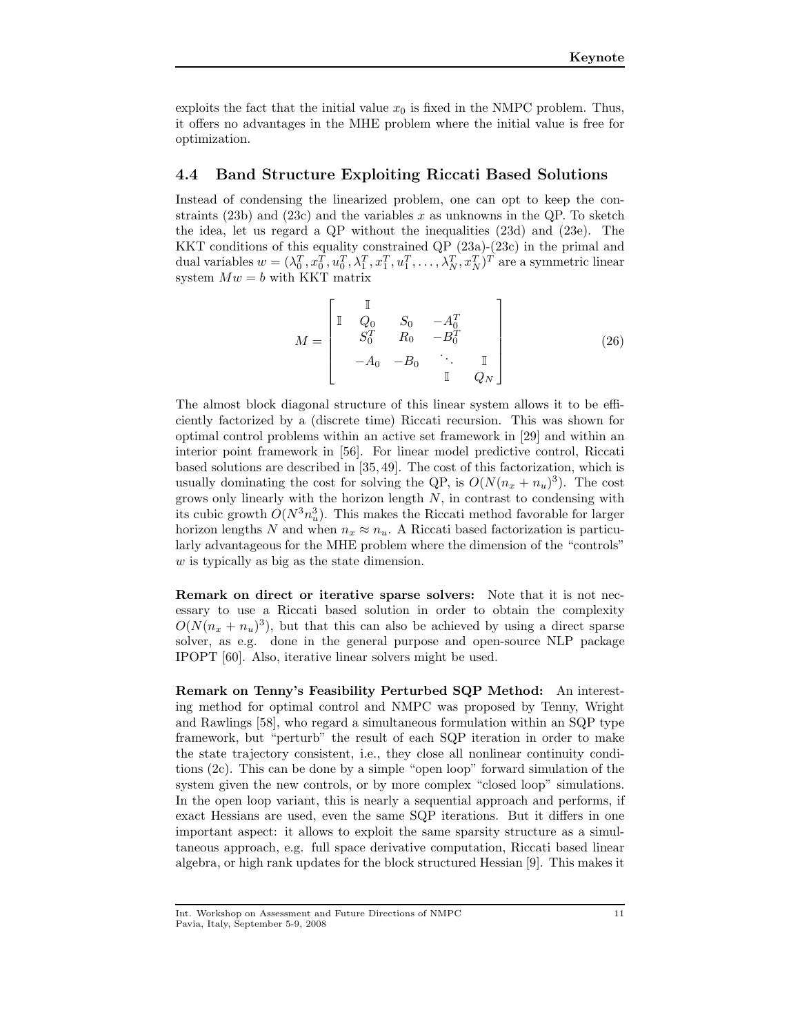exploits the fact that the initial value $x_0$ is fixed in the NMPC problem. Thus, it offers no advantages in the MHE problem where the initial value is free for optimization.

### 4.4 Band Structure Exploiting Riccati Based Solutions

Instead of condensing the linearized problem, one can opt to keep the constraints (23b) and (23c) and the variables $x$ as unknowns in the QP. To sketch the idea, let us regard a QP without the inequalities (23d) and (23e). The KKT conditions of this equality constrained QP (23a)-(23c) in the primal and dual variables $w = (\lambda_0^T, x_0^T, u_0^T, \lambda_1^T, x_1^T, u_1^T, \ldots, \lambda_N^T, x_N^T)^T$ are a symmetric linear system $Mw = b$ with KKT matrix

$$M = \begin{bmatrix} & \mathbb{I} & & & & \\ \mathbb{I} & Q_0 & S_0 & -A_0^T & & \\ & S_0^T & R_0 & -B_0^T & & \\ & -A_0 & -B_0 & \ddots & \mathbb{I} & \\ & & & \mathbb{I} & Q_N \end{bmatrix} \tag{26}$$

The almost block diagonal structure of this linear system allows it to be efficiently factorized by a (discrete time) Riccati recursion. This was shown for optimal control problems within an active set framework in [29] and within an interior point framework in [56]. For linear model predictive control, Riccati based solutions are described in [35, 49]. The cost of this factorization, which is usually dominating the cost for solving the QP, is $O(N(n_x + n_u)^3)$. The cost grows only linearly with the horizon length $N$, in contrast to condensing with its cubic growth $O(N^3 n_u^3)$. This makes the Riccati method favorable for larger horizon lengths $N$ and when $n_x \approx n_u$. A Riccati based factorization is particularly advantageous for the MHE problem where the dimension of the "controls" $w$ is typically as big as the state dimension.

**Remark on direct or iterative sparse solvers:** Note that it is not necessary to use a Riccati based solution in order to obtain the complexity $O(N(n_x + n_u)^3)$, but that this can also be achieved by using a direct sparse solver, as e.g. done in the general purpose and open-source NLP package IPOPT [60]. Also, iterative linear solvers might be used.

**Remark on Tenny's Feasibility Perturbed SQP Method:** An interesting method for optimal control and NMPC was proposed by Tenny, Wright and Rawlings [58], who regard a simultaneous formulation within an SQP type framework, but "perturb" the result of each SQP iteration in order to make the state trajectory consistent, i.e., they close all nonlinear continuity conditions (2c). This can be done by a simple "open loop" forward simulation of the system given the new controls, or by more complex "closed loop" simulations. In the open loop variant, this is nearly a sequential approach and performs, if exact Hessians are used, even the same SQP iterations. But it differs in one important aspect: it allows to exploit the same sparsity structure as a simultaneous approach, e.g. full space derivative computation, Riccati based linear algebra, or high rank updates for the block structured Hessian [9]. This makes it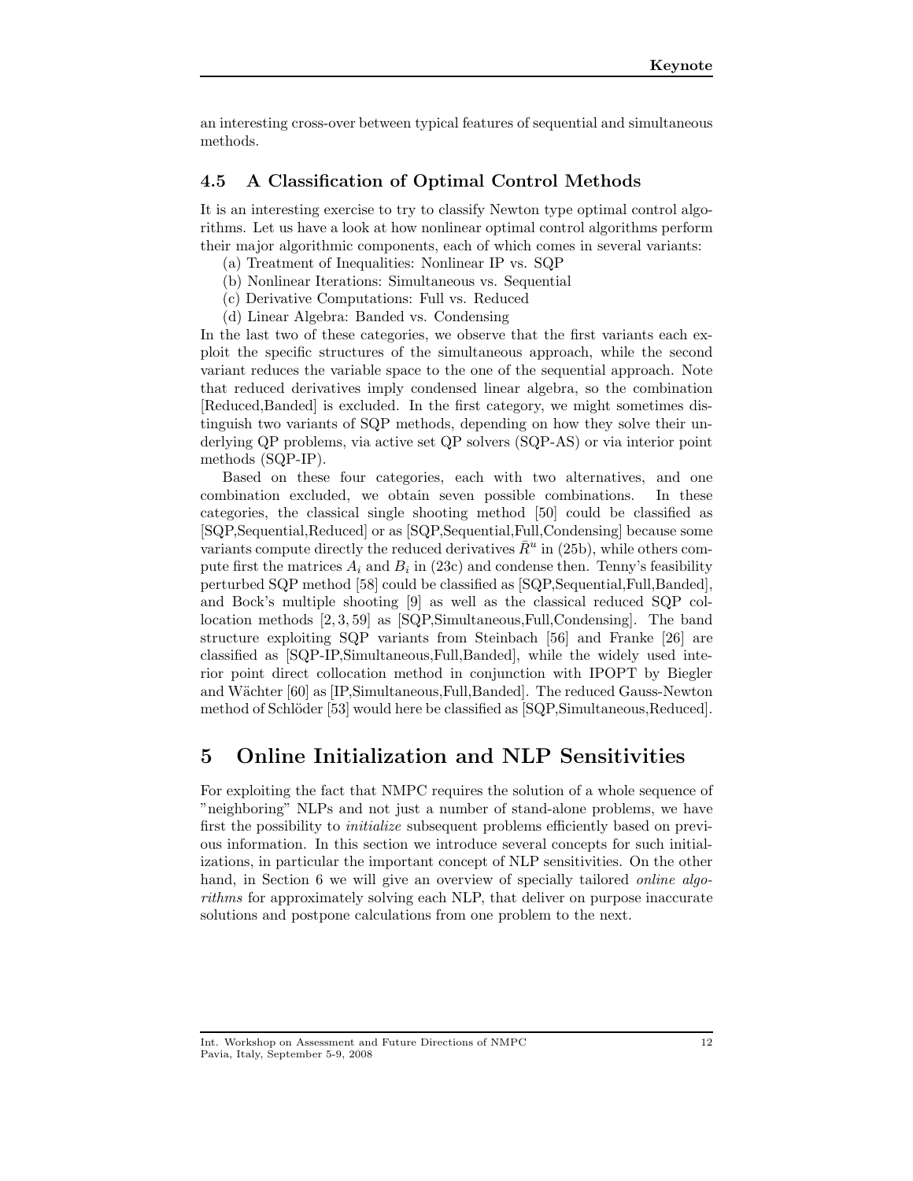an interesting cross-over between typical features of sequential and simultaneous methods.

### 4.5 A Classification of Optimal Control Methods

It is an interesting exercise to try to classify Newton type optimal control algorithms. Let us have a look at how nonlinear optimal control algorithms perform their major algorithmic components, each of which comes in several variants:

(a) Treatment of Inequalities: Nonlinear IP vs. SQP
(b) Nonlinear Iterations: Simultaneous vs. Sequential
(c) Derivative Computations: Full vs. Reduced
(d) Linear Algebra: Banded vs. Condensing

In the last two of these categories, we observe that the first variants each exploit the specific structures of the simultaneous approach, while the second variant reduces the variable space to the one of the sequential approach. Note that reduced derivatives imply condensed linear algebra, so the combination [Reduced,Banded] is excluded. In the first category, we might sometimes distinguish two variants of SQP methods, depending on how they solve their underlying QP problems, via active set QP solvers (SQP-AS) or via interior point methods (SQP-IP).

Based on these four categories, each with two alternatives, and one combination excluded, we obtain seven possible combinations. In these categories, the classical single shooting method [50] could be classified as [SQP,Sequential,Reduced] or as [SQP,Sequential,Full,Condensing] because some variants compute directly the reduced derivatives $\bar{R}^u$ in (25b), while others compute first the matrices $A_i$ and $B_i$ in (23c) and condense then. Tenny's feasibility perturbed SQP method [58] could be classified as [SQP,Sequential,Full,Banded], and Bock's multiple shooting [9] as well as the classical reduced SQP collocation methods [2, 3, 59] as [SQP,Simultaneous,Full,Condensing]. The band structure exploiting SQP variants from Steinbach [56] and Franke [26] are classified as [SQP-IP,Simultaneous,Full,Banded], while the widely used interior point direct collocation method in conjunction with IPOPT by Biegler and Wächter [60] as [IP,Simultaneous,Full,Banded]. The reduced Gauss-Newton method of Schlöder [53] would here be classified as [SQP,Simultaneous,Reduced].

## 5 Online Initialization and NLP Sensitivities

For exploiting the fact that NMPC requires the solution of a whole sequence of "neighboring" NLPs and not just a number of stand-alone problems, we have first the possibility to *initialize* subsequent problems efficiently based on previous information. In this section we introduce several concepts for such initializations, in particular the important concept of NLP sensitivities. On the other hand, in Section 6 we will give an overview of specially tailored *online algorithms* for approximately solving each NLP, that deliver on purpose inaccurate solutions and postpone calculations from one problem to the next.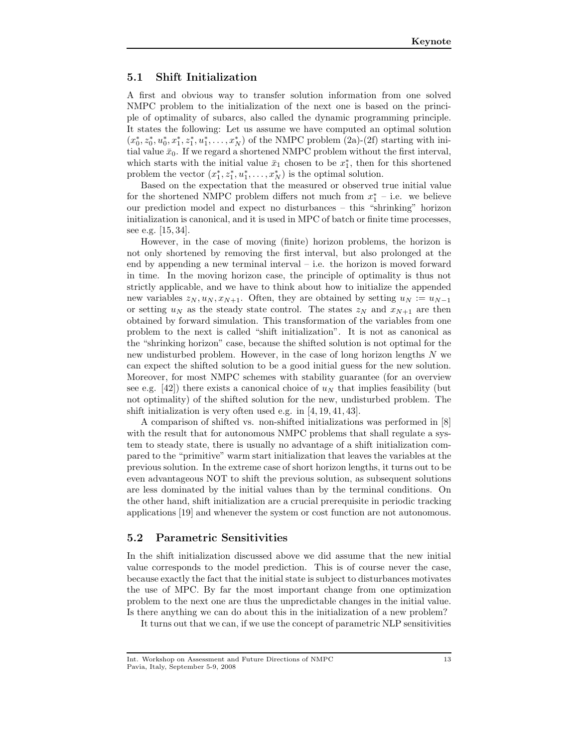### 5.1 Shift Initialization

A first and obvious way to transfer solution information from one solved NMPC problem to the initialization of the next one is based on the principle of optimality of subarcs, also called the dynamic programming principle. It states the following: Let us assume we have computed an optimal solution $(x_0^*, z_0^*, u_0^*, x_1^*, z_1^*, u_1^*, \ldots, x_N^*)$ of the NMPC problem (2a)-(2f) starting with initial value $\bar{x}_0$. If we regard a shortened NMPC problem without the first interval, which starts with the initial value $\bar{x}_1$ chosen to be $x_1^*$, then for this shortened problem the vector $(x_1^*, z_1^*, u_1^*, \ldots, x_N^*)$ is the optimal solution.

Based on the expectation that the measured or observed true initial value for the shortened NMPC problem differs not much from $x_1^*$ – i.e. we believe our prediction model and expect no disturbances – this "shrinking" horizon initialization is canonical, and it is used in MPC of batch or finite time processes, see e.g. [15, 34].

However, in the case of moving (finite) horizon problems, the horizon is not only shortened by removing the first interval, but also prolonged at the end by appending a new terminal interval – i.e. the horizon is moved forward in time. In the moving horizon case, the principle of optimality is thus not strictly applicable, and we have to think about how to initialize the appended new variables $z_N, u_N, x_{N+1}$. Often, they are obtained by setting $u_N := u_{N-1}$ or setting $u_N$ as the steady state control. The states $z_N$ and $x_{N+1}$ are then obtained by forward simulation. This transformation of the variables from one problem to the next is called "shift initialization". It is not as canonical as the "shrinking horizon" case, because the shifted solution is not optimal for the new undisturbed problem. However, in the case of long horizon lengths $N$ we can expect the shifted solution to be a good initial guess for the new solution. Moreover, for most NMPC schemes with stability guarantee (for an overview see e.g. [42]) there exists a canonical choice of $u_N$ that implies feasibility (but not optimality) of the shifted solution for the new, undisturbed problem. The shift initialization is very often used e.g. in [4, 19, 41, 43].

A comparison of shifted vs. non-shifted initializations was performed in [8] with the result that for autonomous NMPC problems that shall regulate a system to steady state, there is usually no advantage of a shift initialization compared to the "primitive" warm start initialization that leaves the variables at the previous solution. In the extreme case of short horizon lengths, it turns out to be even advantageous NOT to shift the previous solution, as subsequent solutions are less dominated by the initial values than by the terminal conditions. On the other hand, shift initialization are a crucial prerequisite in periodic tracking applications [19] and whenever the system or cost function are not autonomous.

### 5.2 Parametric Sensitivities

In the shift initialization discussed above we did assume that the new initial value corresponds to the model prediction. This is of course never the case, because exactly the fact that the initial state is subject to disturbances motivates the use of MPC. By far the most important change from one optimization problem to the next one are thus the unpredictable changes in the initial value. Is there anything we can do about this in the initialization of a new problem?

It turns out that we can, if we use the concept of parametric NLP sensitivities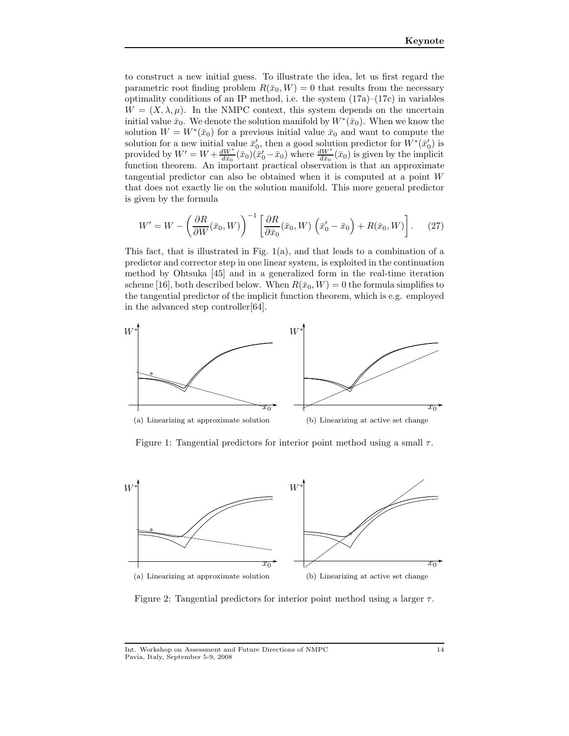to construct a new initial guess. To illustrate the idea, let us first regard the parametric root finding problem $R(\bar{x}_0, W) = 0$ that results from the necessary optimality conditions of an IP method, i.e. the system (17a)–(17c) in variables $W = (X, \lambda, \mu)$. In the NMPC context, this system depends on the uncertain initial value $\bar{x}_0$. We denote the solution manifold by $W^*(\bar{x}_0)$. When we know the solution $W = W^*(\bar{x}_0)$ for a previous initial value $\bar{x}_0$ and want to compute the solution for a new initial value $\bar{x}_0'$, then a good solution predictor for $W^*(\bar{x}_0')$ is provided by $W' = W + \frac{dW^*}{d\bar{x}_0}(\bar{x}_0)(\bar{x}_0' - \bar{x}_0)$ where $\frac{dW^*}{d\bar{x}_0}(\bar{x}_0)$ is given by the implicit function theorem. An important practical observation is that an approximate tangential predictor can also be obtained when it is computed at a point $W$ that does not exactly lie on the solution manifold. This more general predictor is given by the formula

$$W' = W - \left( \frac{\partial R}{\partial W}(\bar{x}_0, W) \right)^{-1} \left[ \frac{\partial R}{\partial \bar{x}_0}(\bar{x}_0, W) \left( \bar{x}_0' - \bar{x}_0 \right) + R(\bar{x}_0, W) \right]. \tag{27}$$

This fact, that is illustrated in Fig. 1(a), and that leads to a combination of a predictor and corrector step in one linear system, is exploited in the continuation method by Ohtsuka [45] and in a generalized form in the real-time iteration scheme [16], both described below. When $R(\bar{x}_0, W) = 0$ the formula simplifies to the tangential predictor of the implicit function theorem, which is e.g. employed in the advanced step controller[64].

(a) Linearizing at approximate solution

(b) Linearizing at active set change

Figure 1: Tangential predictors for interior point method using a small $\tau$.

(a) Linearizing at approximate solution

(b) Linearizing at active set change

Figure 2: Tangential predictors for interior point method using a larger $\tau$.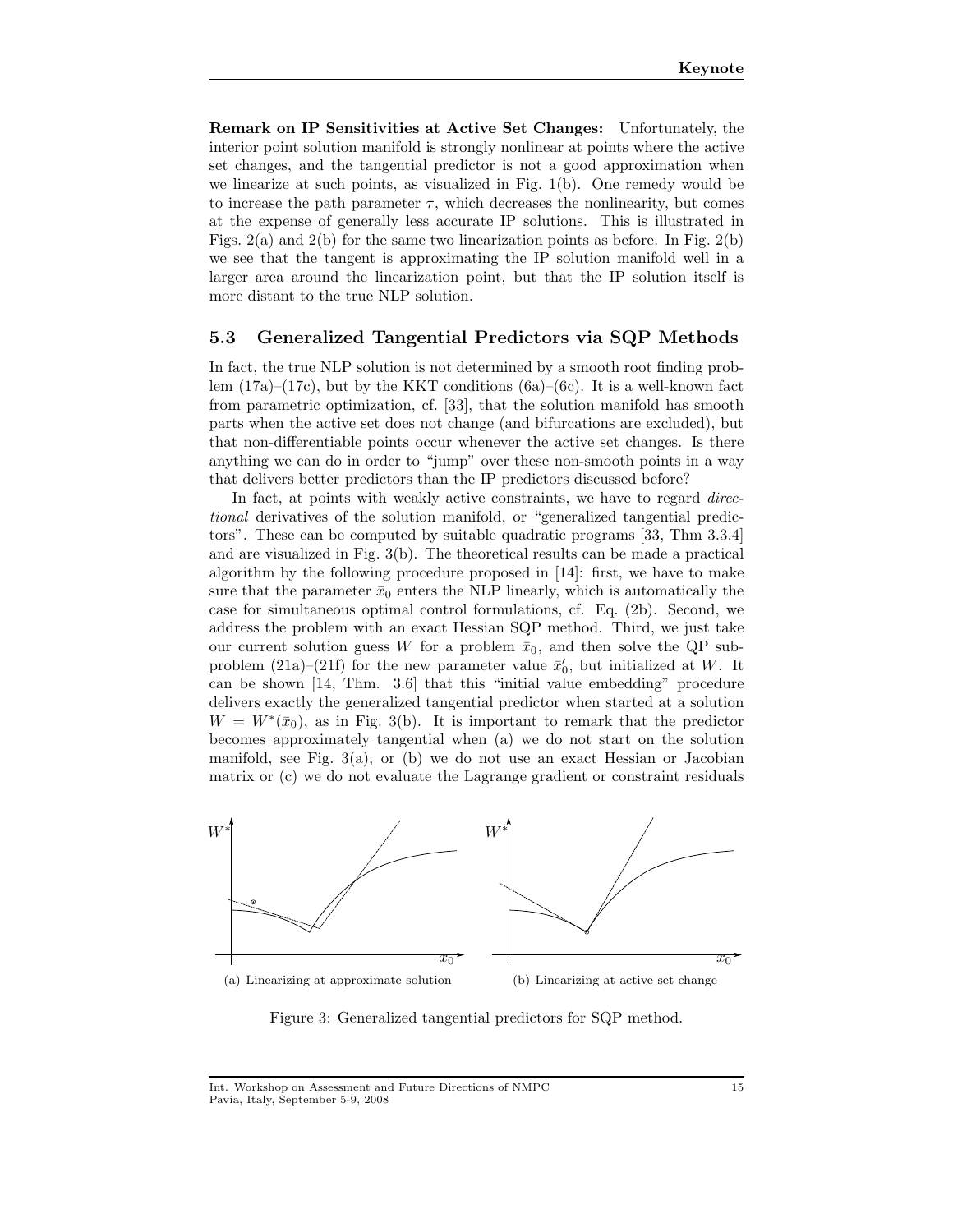**Remark on IP Sensitivities at Active Set Changes:** Unfortunately, the interior point solution manifold is strongly nonlinear at points where the active set changes, and the tangential predictor is not a good approximation when we linearize at such points, as visualized in Fig. 1(b). One remedy would be to increase the path parameter $\tau$, which decreases the nonlinearity, but comes at the expense of generally less accurate IP solutions. This is illustrated in Figs. 2(a) and 2(b) for the same two linearization points as before. In Fig. 2(b) we see that the tangent is approximating the IP solution manifold well in a larger area around the linearization point, but that the IP solution itself is more distant to the true NLP solution.

## 5.3 Generalized Tangential Predictors via SQP Methods

In fact, the true NLP solution is not determined by a smooth root finding problem (17a)–(17c), but by the KKT conditions (6a)–(6c). It is a well-known fact from parametric optimization, cf. [33], that the solution manifold has smooth parts when the active set does not change (and bifurcations are excluded), but that non-differentiable points occur whenever the active set changes. Is there anything we can do in order to "jump" over these non-smooth points in a way that delivers better predictors than the IP predictors discussed before?

In fact, at points with weakly active constraints, we have to regard *directional* derivatives of the solution manifold, or "generalized tangential predictors". These can be computed by suitable quadratic programs [33, Thm 3.3.4] and are visualized in Fig. 3(b). The theoretical results can be made a practical algorithm by the following procedure proposed in [14]: first, we have to make sure that the parameter $\bar{x}_0$ enters the NLP linearly, which is automatically the case for simultaneous optimal control formulations, cf. Eq. (2b). Second, we address the problem with an exact Hessian SQP method. Third, we just take our current solution guess $W$ for a problem $\bar{x}_0$, and then solve the QP subproblem (21a)–(21f) for the new parameter value $\bar{x}_0'$, but initialized at $W$. It can be shown [14, Thm. 3.6] that this "initial value embedding" procedure delivers exactly the generalized tangential predictor when started at a solution $W = W^*(\bar{x}_0)$, as in Fig. 3(b). It is important to remark that the predictor becomes approximately tangential when (a) we do not start on the solution manifold, see Fig. 3(a), or (b) we do not use an exact Hessian or Jacobian matrix or (c) we do not evaluate the Lagrange gradient or constraint residuals

(a) Linearizing at approximate solution

(b) Linearizing at active set change

Figure 3: Generalized tangential predictors for SQP method.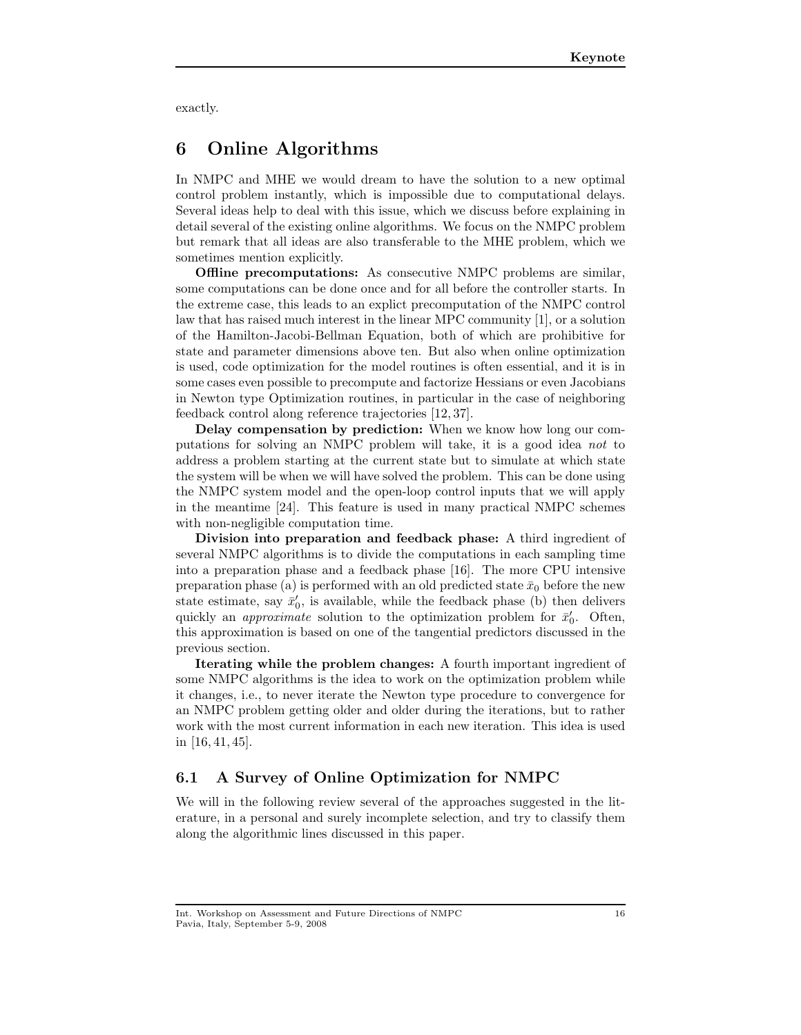exactly.

# 6 Online Algorithms

In NMPC and MHE we would dream to have the solution to a new optimal control problem instantly, which is impossible due to computational delays. Several ideas help to deal with this issue, which we discuss before explaining in detail several of the existing online algorithms. We focus on the NMPC problem but remark that all ideas are also transferable to the MHE problem, which we sometimes mention explicitly.

**Offline precomputations:** As consecutive NMPC problems are similar, some computations can be done once and for all before the controller starts. In the extreme case, this leads to an explict precomputation of the NMPC control law that has raised much interest in the linear MPC community [1], or a solution of the Hamilton-Jacobi-Bellman Equation, both of which are prohibitive for state and parameter dimensions above ten. But also when online optimization is used, code optimization for the model routines is often essential, and it is in some cases even possible to precompute and factorize Hessians or even Jacobians in Newton type Optimization routines, in particular in the case of neighboring feedback control along reference trajectories [12, 37].

**Delay compensation by prediction:** When we know how long our computations for solving an NMPC problem will take, it is a good idea *not* to address a problem starting at the current state but to simulate at which state the system will be when we will have solved the problem. This can be done using the NMPC system model and the open-loop control inputs that we will apply in the meantime [24]. This feature is used in many practical NMPC schemes with non-negligible computation time.

**Division into preparation and feedback phase:** A third ingredient of several NMPC algorithms is to divide the computations in each sampling time into a preparation phase and a feedback phase [16]. The more CPU intensive preparation phase (a) is performed with an old predicted state $\bar{x}_0$ before the new state estimate, say $\bar{x}_0'$, is available, while the feedback phase (b) then delivers quickly an *approximate* solution to the optimization problem for $\bar{x}_0'$. Often, this approximation is based on one of the tangential predictors discussed in the previous section.

**Iterating while the problem changes:** A fourth important ingredient of some NMPC algorithms is the idea to work on the optimization problem while it changes, i.e., to never iterate the Newton type procedure to convergence for an NMPC problem getting older and older during the iterations, but to rather work with the most current information in each new iteration. This idea is used in [16, 41, 45].

## 6.1 A Survey of Online Optimization for NMPC

We will in the following review several of the approaches suggested in the literature, in a personal and surely incomplete selection, and try to classify them along the algorithmic lines discussed in this paper.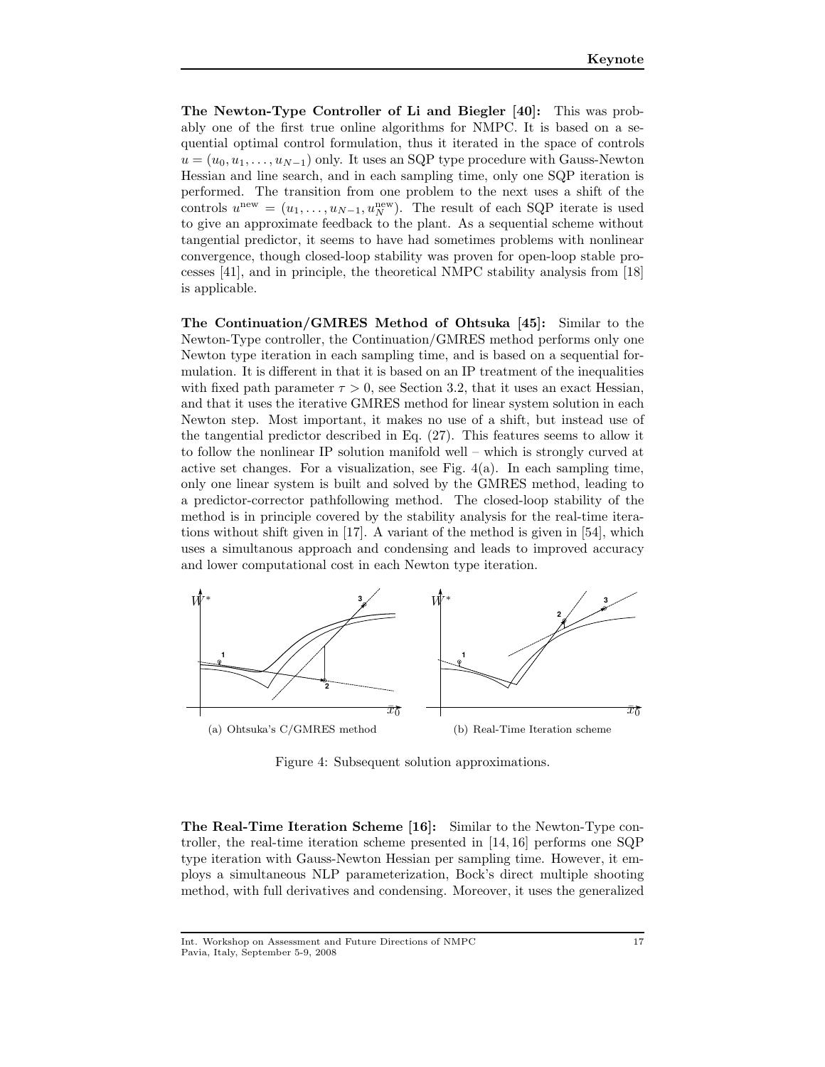**The Newton-Type Controller of Li and Biegler [40]:** This was probably one of the first true online algorithms for NMPC. It is based on a sequential optimal control formulation, thus it iterated in the space of controls $u = (u_0, u_1, \ldots, u_{N-1})$ only. It uses an SQP type procedure with Gauss-Newton Hessian and line search, and in each sampling time, only one SQP iteration is performed. The transition from one problem to the next uses a shift of the controls $u^{\text{new}} = (u_1, \ldots, u_{N-1}, u_N^{\text{new}})$. The result of each SQP iterate is used to give an approximate feedback to the plant. As a sequential scheme without tangential predictor, it seems to have had sometimes problems with nonlinear convergence, though closed-loop stability was proven for open-loop stable processes [41], and in principle, the theoretical NMPC stability analysis from [18] is applicable.

**The Continuation/GMRES Method of Ohtsuka [45]:** Similar to the Newton-Type controller, the Continuation/GMRES method performs only one Newton type iteration in each sampling time, and is based on a sequential formulation. It is different in that it is based on an IP treatment of the inequalities with fixed path parameter $\tau > 0$, see Section 3.2, that it uses an exact Hessian, and that it uses the iterative GMRES method for linear system solution in each Newton step. Most important, it makes no use of a shift, but instead use of the tangential predictor described in Eq. (27). This features seems to allow it to follow the nonlinear IP solution manifold well – which is strongly curved at active set changes. For a visualization, see Fig. 4(a). In each sampling time, only one linear system is built and solved by the GMRES method, leading to a predictor-corrector pathfollowing method. The closed-loop stability of the method is in principle covered by the stability analysis for the real-time iterations without shift given in [17]. A variant of the method is given in [54], which uses a simultanous approach and condensing and leads to improved accuracy and lower computational cost in each Newton type iteration.

(a) Ohtsuka's C/GMRES method

(b) Real-Time Iteration scheme

Figure 4: Subsequent solution approximations.

**The Real-Time Iteration Scheme [16]:** Similar to the Newton-Type controller, the real-time iteration scheme presented in [14, 16] performs one SQP type iteration with Gauss-Newton Hessian per sampling time. However, it employs a simultaneous NLP parameterization, Bock's direct multiple shooting method, with full derivatives and condensing. Moreover, it uses the generalized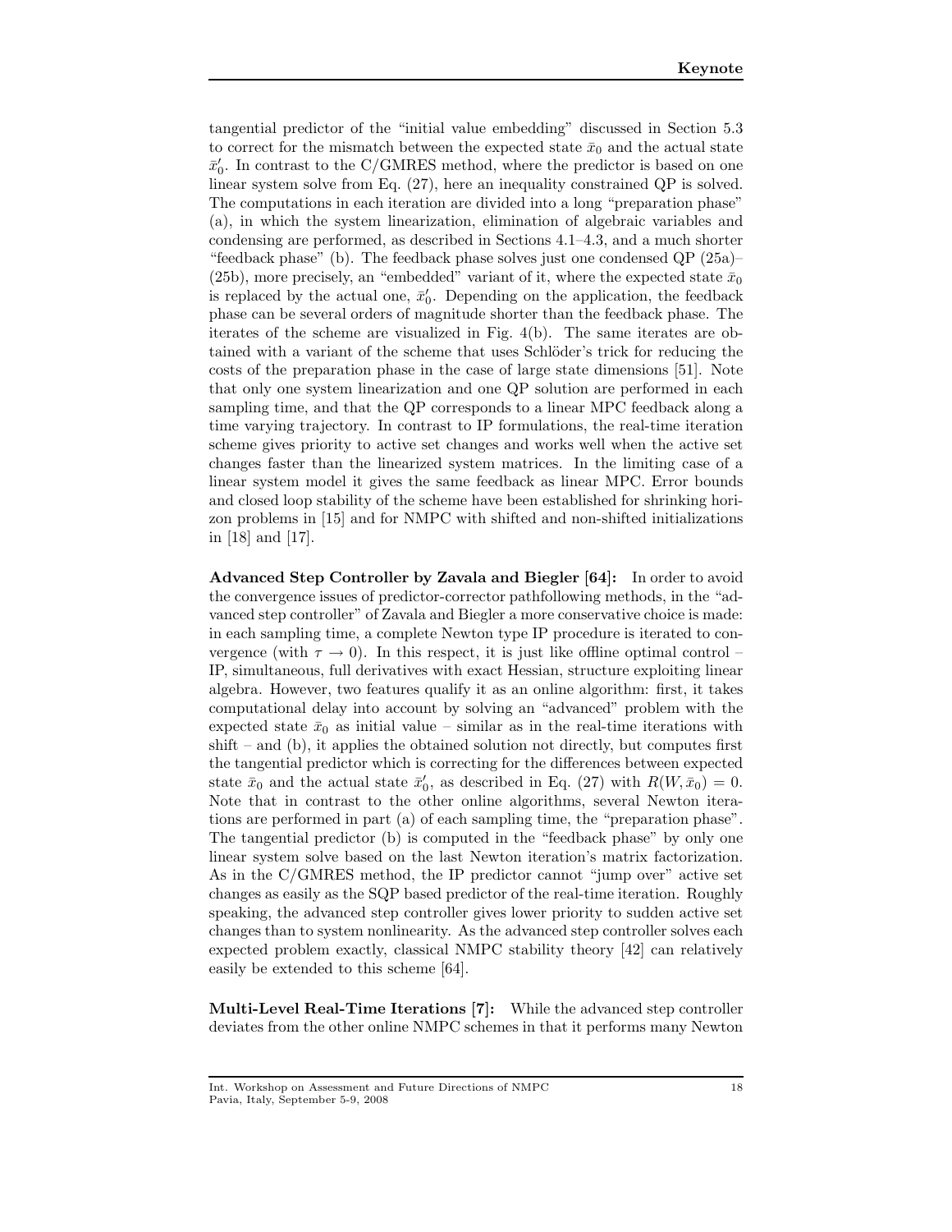tangential predictor of the "initial value embedding" discussed in Section 5.3 to correct for the mismatch between the expected state $\bar{x}_0$ and the actual state $\bar{x}_0'$. In contrast to the C/GMRES method, where the predictor is based on one linear system solve from Eq. (27), here an inequality constrained QP is solved. The computations in each iteration are divided into a long "preparation phase" (a), in which the system linearization, elimination of algebraic variables and condensing are performed, as described in Sections 4.1–4.3, and a much shorter "feedback phase" (b). The feedback phase solves just one condensed QP (25a)–(25b), more precisely, an "embedded" variant of it, where the expected state $\bar{x}_0$ is replaced by the actual one, $\bar{x}_0'$. Depending on the application, the feedback phase can be several orders of magnitude shorter than the feedback phase. The iterates of the scheme are visualized in Fig. 4(b). The same iterates are obtained with a variant of the scheme that uses Schlöder's trick for reducing the costs of the preparation phase in the case of large state dimensions [51]. Note that only one system linearization and one QP solution are performed in each sampling time, and that the QP corresponds to a linear MPC feedback along a time varying trajectory. In contrast to IP formulations, the real-time iteration scheme gives priority to active set changes and works well when the active set changes faster than the linearized system matrices. In the limiting case of a linear system model it gives the same feedback as linear MPC. Error bounds and closed loop stability of the scheme have been established for shrinking horizon problems in [15] and for NMPC with shifted and non-shifted initializations in [18] and [17].

**Advanced Step Controller by Zavala and Biegler [64]:** In order to avoid the convergence issues of predictor-corrector pathfollowing methods, in the "advanced step controller" of Zavala and Biegler a more conservative choice is made: in each sampling time, a complete Newton type IP procedure is iterated to convergence (with $\tau \to 0$). In this respect, it is just like offline optimal control – IP, simultaneous, full derivatives with exact Hessian, structure exploiting linear algebra. However, two features qualify it as an online algorithm: first, it takes computational delay into account by solving an "advanced" problem with the expected state $\bar{x}_0$ as initial value – similar as in the real-time iterations with shift – and (b), it applies the obtained solution not directly, but computes first the tangential predictor which is correcting for the differences between expected state $\bar{x}_0$ and the actual state $\bar{x}_0'$, as described in Eq. (27) with $R(W, \bar{x}_0) = 0$. Note that in contrast to the other online algorithms, several Newton iterations are performed in part (a) of each sampling time, the "preparation phase". The tangential predictor (b) is computed in the "feedback phase" by only one linear system solve based on the last Newton iteration's matrix factorization. As in the C/GMRES method, the IP predictor cannot "jump over" active set changes as easily as the SQP based predictor of the real-time iteration. Roughly speaking, the advanced step controller gives lower priority to sudden active set changes than to system nonlinearity. As the advanced step controller solves each expected problem exactly, classical NMPC stability theory [42] can relatively easily be extended to this scheme [64].

**Multi-Level Real-Time Iterations [7]:** While the advanced step controller deviates from the other online NMPC schemes in that it performs many Newton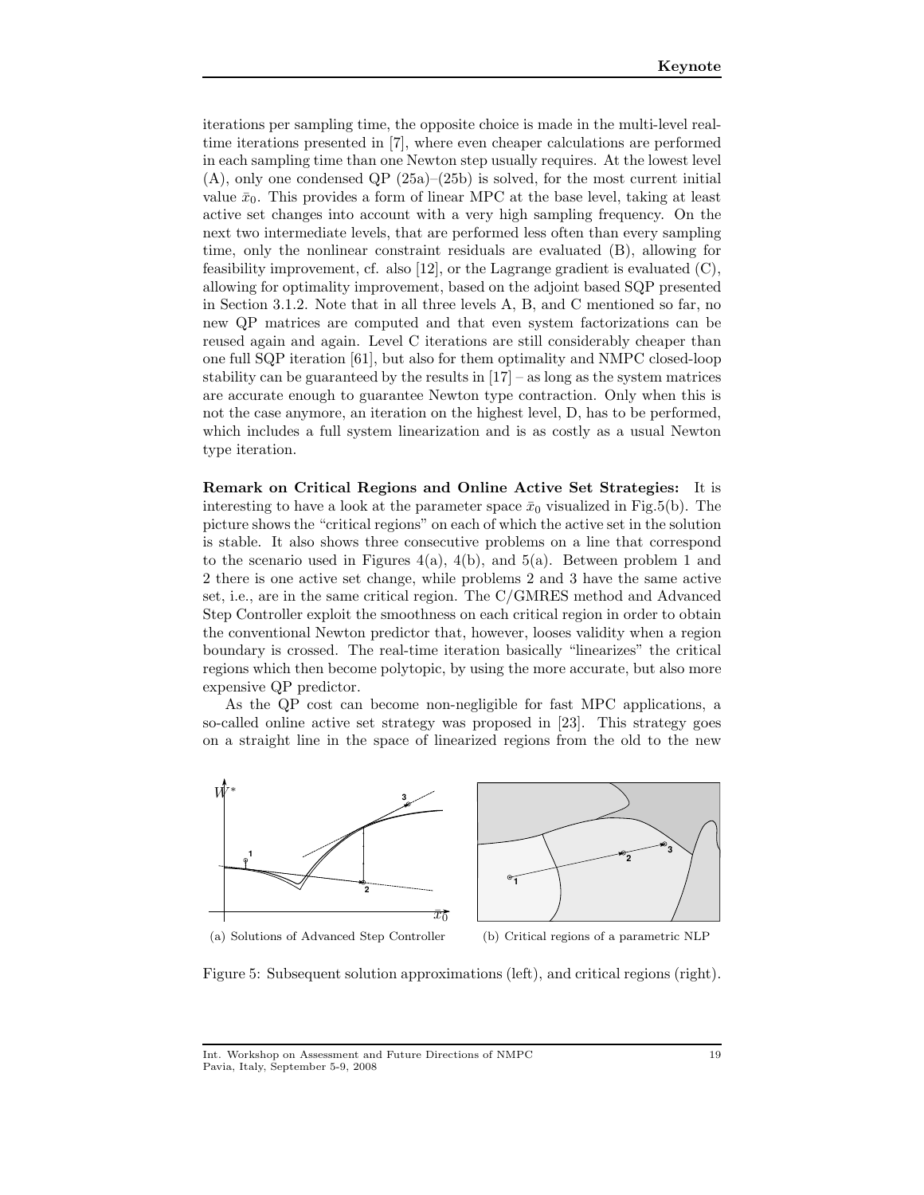iterations per sampling time, the opposite choice is made in the multi-level real-time iterations presented in [7], where even cheaper calculations are performed in each sampling time than one Newton step usually requires. At the lowest level (A), only one condensed QP (25a)–(25b) is solved, for the most current initial value $\bar{x}_0$. This provides a form of linear MPC at the base level, taking at least active set changes into account with a very high sampling frequency. On the next two intermediate levels, that are performed less often than every sampling time, only the nonlinear constraint residuals are evaluated (B), allowing for feasibility improvement, cf. also [12], or the Lagrange gradient is evaluated (C), allowing for optimality improvement, based on the adjoint based SQP presented in Section 3.1.2. Note that in all three levels A, B, and C mentioned so far, no new QP matrices are computed and that even system factorizations can be reused again and again. Level C iterations are still considerably cheaper than one full SQP iteration [61], but also for them optimality and NMPC closed-loop stability can be guaranteed by the results in [17] – as long as the system matrices are accurate enough to guarantee Newton type contraction. Only when this is not the case anymore, an iteration on the highest level, D, has to be performed, which includes a full system linearization and is as costly as a usual Newton type iteration.

**Remark on Critical Regions and Online Active Set Strategies:** It is interesting to have a look at the parameter space $\bar{x}_0$ visualized in Fig.5(b). The picture shows the "critical regions" on each of which the active set in the solution is stable. It also shows three consecutive problems on a line that correspond to the scenario used in Figures 4(a), 4(b), and 5(a). Between problem 1 and 2 there is one active set change, while problems 2 and 3 have the same active set, i.e., are in the same critical region. The C/GMRES method and Advanced Step Controller exploit the smoothness on each critical region in order to obtain the conventional Newton predictor that, however, looses validity when a region boundary is crossed. The real-time iteration basically "linearizes" the critical regions which then become polytopic, by using the more accurate, but also more expensive QP predictor.

As the QP cost can become non-negligible for fast MPC applications, a so-called online active set strategy was proposed in [23]. This strategy goes on a straight line in the space of linearized regions from the old to the new

(a) Solutions of Advanced Step Controller

(b) Critical regions of a parametric NLP

Figure 5: Subsequent solution approximations (left), and critical regions (right).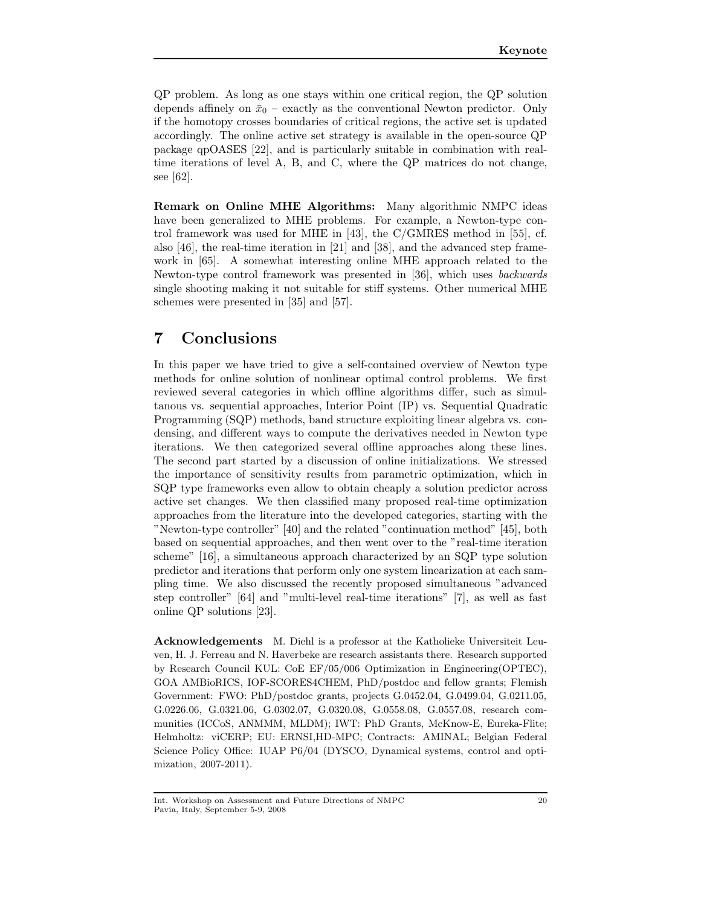QP problem. As long as one stays within one critical region, the QP solution depends affinely on $\bar{x}_0$ – exactly as the conventional Newton predictor. Only if the homotopy crosses boundaries of critical regions, the active set is updated accordingly. The online active set strategy is available in the open-source QP package qpOASES [22], and is particularly suitable in combination with real-time iterations of level A, B, and C, where the QP matrices do not change, see [62].

**Remark on Online MHE Algorithms:** Many algorithmic NMPC ideas have been generalized to MHE problems. For example, a Newton-type control framework was used for MHE in [43], the C/GMRES method in [55], cf. also [46], the real-time iteration in [21] and [38], and the advanced step framework in [65]. A somewhat interesting online MHE approach related to the Newton-type control framework was presented in [36], which uses *backwards* single shooting making it not suitable for stiff systems. Other numerical MHE schemes were presented in [35] and [57].

# 7 Conclusions

In this paper we have tried to give a self-contained overview of Newton type methods for online solution of nonlinear optimal control problems. We first reviewed several categories in which offline algorithms differ, such as simultanous vs. sequential approaches, Interior Point (IP) vs. Sequential Quadratic Programming (SQP) methods, band structure exploiting linear algebra vs. condensing, and different ways to compute the derivatives needed in Newton type iterations. We then categorized several offline approaches along these lines. The second part started by a discussion of online initializations. We stressed the importance of sensitivity results from parametric optimization, which in SQP type frameworks even allow to obtain cheaply a solution predictor across active set changes. We then classified many proposed real-time optimization approaches from the literature into the developed categories, starting with the "Newton-type controller" [40] and the related "continuation method" [45], both based on sequential approaches, and then went over to the "real-time iteration scheme" [16], a simultaneous approach characterized by an SQP type solution predictor and iterations that perform only one system linearization at each sampling time. We also discussed the recently proposed simultaneous "advanced step controller" [64] and "multi-level real-time iterations" [7], as well as fast online QP solutions [23].

**Acknowledgements** M. Diehl is a professor at the Katholieke Universiteit Leuven, H. J. Ferreau and N. Haverbeke are research assistants there. Research supported by Research Council KUL: CoE EF/05/006 Optimization in Engineering(OPTEC), GOA AMBioRICS, IOF-SCORES4CHEM, PhD/postdoc and fellow grants; Flemish Government: FWO: PhD/postdoc grants, projects G.0452.04, G.0499.04, G.0211.05, G.0226.06, G.0321.06, G.0302.07, G.0320.08, G.0558.08, G.0557.08, research communities (ICCoS, ANMMM, MLDM); IWT: PhD Grants, McKnow-E, Eureka-Flite; Helmholtz: viCERP; EU: ERNSI,HD-MPC; Contracts: AMINAL; Belgian Federal Science Policy Office: IUAP P6/04 (DYSCO, Dynamical systems, control and optimization, 2007-2011).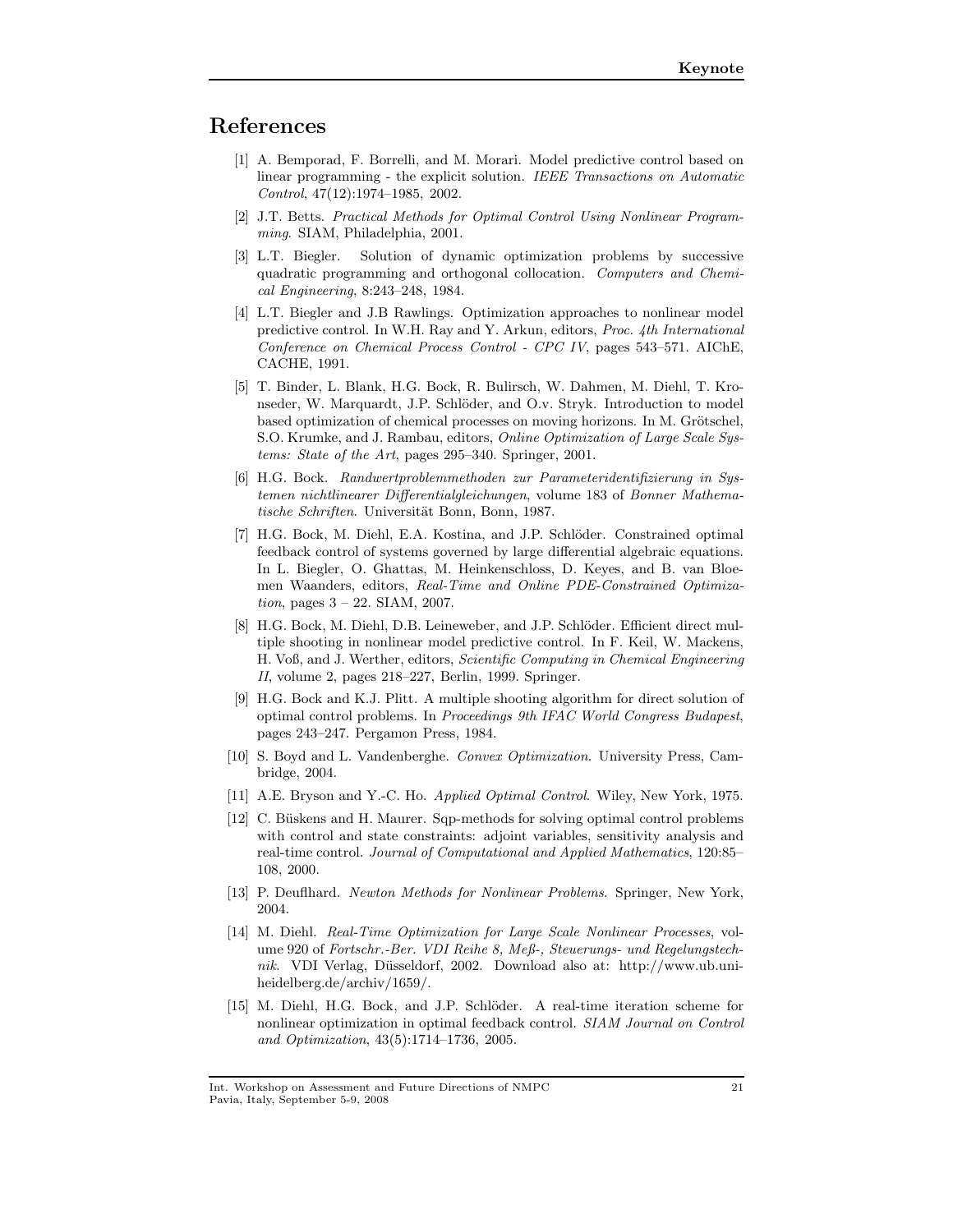## References

[1] A. Bemporad, F. Borrelli, and M. Morari. Model predictive control based on linear programming - the explicit solution. *IEEE Transactions on Automatic Control*, 47(12):1974–1985, 2002.

[2] J.T. Betts. *Practical Methods for Optimal Control Using Nonlinear Programming*. SIAM, Philadelphia, 2001.

[3] L.T. Biegler. Solution of dynamic optimization problems by successive quadratic programming and orthogonal collocation. *Computers and Chemical Engineering*, 8:243–248, 1984.

[4] L.T. Biegler and J.B Rawlings. Optimization approaches to nonlinear model predictive control. In W.H. Ray and Y. Arkun, editors, *Proc. 4th International Conference on Chemical Process Control - CPC IV*, pages 543–571. AIChE, CACHE, 1991.

[5] T. Binder, L. Blank, H.G. Bock, R. Bulirsch, W. Dahmen, M. Diehl, T. Kronseder, W. Marquardt, J.P. Schlöder, and O.v. Stryk. Introduction to model based optimization of chemical processes on moving horizons. In M. Grötschel, S.O. Krumke, and J. Rambau, editors, *Online Optimization of Large Scale Systems: State of the Art*, pages 295–340. Springer, 2001.

[6] H.G. Bock. *Randwertproblemmethoden zur Parameteridentifizierung in Systemen nichtlinearer Differentialgleichungen*, volume 183 of *Bonner Mathematische Schriften*. Universität Bonn, Bonn, 1987.

[7] H.G. Bock, M. Diehl, E.A. Kostina, and J.P. Schlöder. Constrained optimal feedback control of systems governed by large differential algebraic equations. In L. Biegler, O. Ghattas, M. Heinkenschloss, D. Keyes, and B. van Bloemen Waanders, editors, *Real-Time and Online PDE-Constrained Optimization*, pages 3 – 22. SIAM, 2007.

[8] H.G. Bock, M. Diehl, D.B. Leineweber, and J.P. Schlöder. Efficient direct multiple shooting in nonlinear model predictive control. In F. Keil, W. Mackens, H. Voß, and J. Werther, editors, *Scientific Computing in Chemical Engineering II*, volume 2, pages 218–227, Berlin, 1999. Springer.

[9] H.G. Bock and K.J. Plitt. A multiple shooting algorithm for direct solution of optimal control problems. In *Proceedings 9th IFAC World Congress Budapest*, pages 243–247. Pergamon Press, 1984.

[10] S. Boyd and L. Vandenberghe. *Convex Optimization*. University Press, Cambridge, 2004.

[11] A.E. Bryson and Y.-C. Ho. *Applied Optimal Control*. Wiley, New York, 1975.

[12] C. Büskens and H. Maurer. Sqp-methods for solving optimal control problems with control and state constraints: adjoint variables, sensitivity analysis and real-time control. *Journal of Computational and Applied Mathematics*, 120:85–108, 2000.

[13] P. Deuflhard. *Newton Methods for Nonlinear Problems*. Springer, New York, 2004.

[14] M. Diehl. *Real-Time Optimization for Large Scale Nonlinear Processes*, volume 920 of *Fortschr.-Ber. VDI Reihe 8, Meß-, Steuerungs- und Regelungstechnik*. VDI Verlag, Düsseldorf, 2002. Download also at: http://www.ub.uni-heidelberg.de/archiv/1659/.

[15] M. Diehl, H.G. Bock, and J.P. Schlöder. A real-time iteration scheme for nonlinear optimization in optimal feedback control. *SIAM Journal on Control and Optimization*, 43(5):1714–1736, 2005.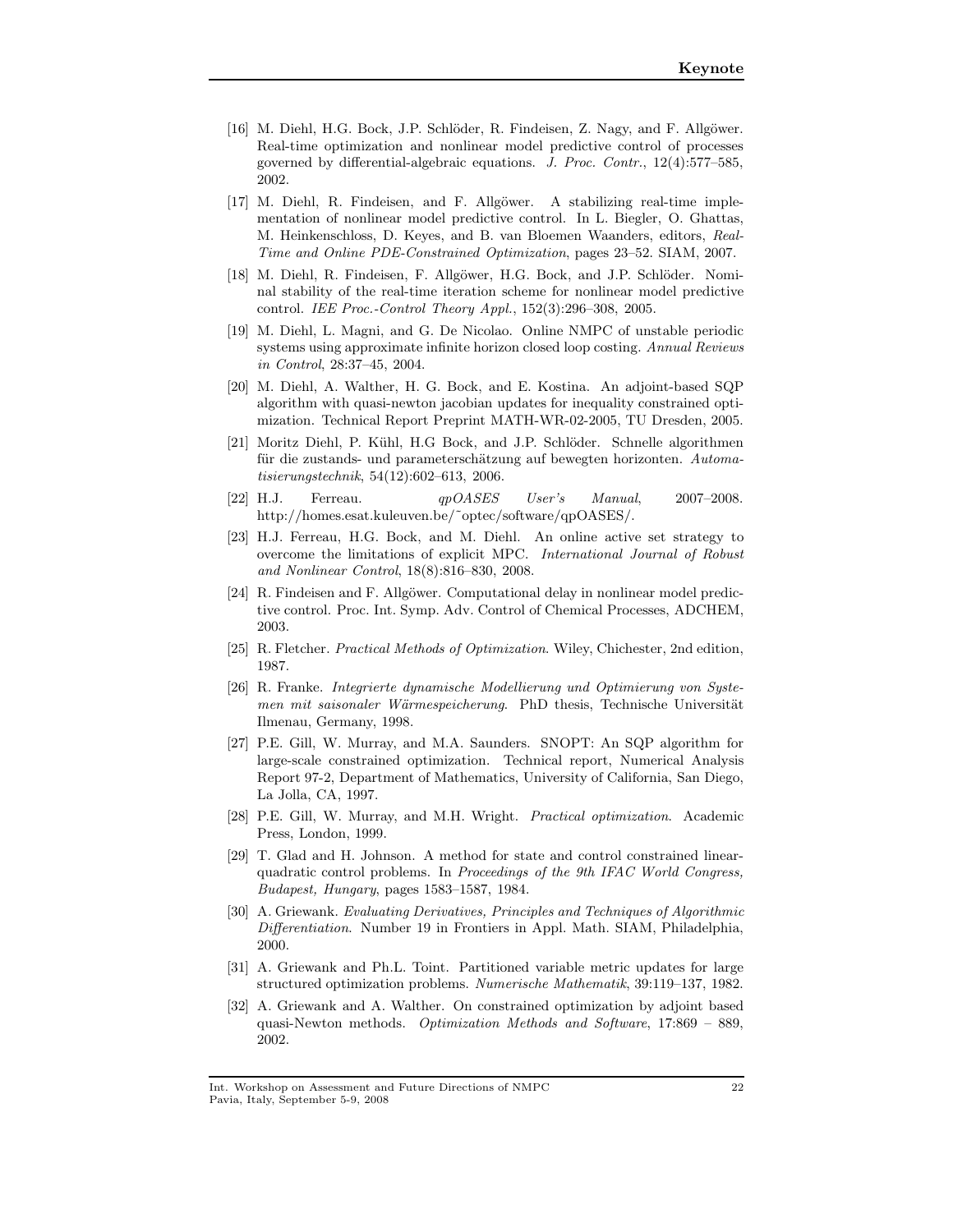[16] M. Diehl, H.G. Bock, J.P. Schlöder, R. Findeisen, Z. Nagy, and F. Allgöwer. Real-time optimization and nonlinear model predictive control of processes governed by differential-algebraic equations. *J. Proc. Contr.*, 12(4):577–585, 2002.

[17] M. Diehl, R. Findeisen, and F. Allgöwer. A stabilizing real-time implementation of nonlinear model predictive control. In L. Biegler, O. Ghattas, M. Heinkenschloss, D. Keyes, and B. van Bloemen Waanders, editors, *Real-Time and Online PDE-Constrained Optimization*, pages 23–52. SIAM, 2007.

[18] M. Diehl, R. Findeisen, F. Allgöwer, H.G. Bock, and J.P. Schlöder. Nominal stability of the real-time iteration scheme for nonlinear model predictive control. *IEE Proc.-Control Theory Appl.*, 152(3):296–308, 2005.

[19] M. Diehl, L. Magni, and G. De Nicolao. Online NMPC of unstable periodic systems using approximate infinite horizon closed loop costing. *Annual Reviews in Control*, 28:37–45, 2004.

[20] M. Diehl, A. Walther, H. G. Bock, and E. Kostina. An adjoint-based SQP algorithm with quasi-newton jacobian updates for inequality constrained optimization. Technical Report Preprint MATH-WR-02-2005, TU Dresden, 2005.

[21] Moritz Diehl, P. Kühl, H.G Bock, and J.P. Schlöder. Schnelle algorithmen für die zustands- und parameterschätzung auf bewegten horizonten. *Automatisierungstechnik*, 54(12):602–613, 2006.

[22] H.J. Ferreau. *qpOASES User's Manual*, 2007–2008. http://homes.esat.kuleuven.be/~optec/software/qpOASES/.

[23] H.J. Ferreau, H.G. Bock, and M. Diehl. An online active set strategy to overcome the limitations of explicit MPC. *International Journal of Robust and Nonlinear Control*, 18(8):816–830, 2008.

[24] R. Findeisen and F. Allgöwer. Computational delay in nonlinear model predictive control. Proc. Int. Symp. Adv. Control of Chemical Processes, ADCHEM, 2003.

[25] R. Fletcher. *Practical Methods of Optimization*. Wiley, Chichester, 2nd edition, 1987.

[26] R. Franke. *Integrierte dynamische Modellierung und Optimierung von Systemen mit saisonaler Wärmespeicherung*. PhD thesis, Technische Universität Ilmenau, Germany, 1998.

[27] P.E. Gill, W. Murray, and M.A. Saunders. SNOPT: An SQP algorithm for large-scale constrained optimization. Technical report, Numerical Analysis Report 97-2, Department of Mathematics, University of California, San Diego, La Jolla, CA, 1997.

[28] P.E. Gill, W. Murray, and M.H. Wright. *Practical optimization*. Academic Press, London, 1999.

[29] T. Glad and H. Johnson. A method for state and control constrained linear-quadratic control problems. In *Proceedings of the 9th IFAC World Congress, Budapest, Hungary*, pages 1583–1587, 1984.

[30] A. Griewank. *Evaluating Derivatives, Principles and Techniques of Algorithmic Differentiation*. Number 19 in Frontiers in Appl. Math. SIAM, Philadelphia, 2000.

[31] A. Griewank and Ph.L. Toint. Partitioned variable metric updates for large structured optimization problems. *Numerische Mathematik*, 39:119–137, 1982.

[32] A. Griewank and A. Walther. On constrained optimization by adjoint based quasi-Newton methods. *Optimization Methods and Software*, 17:869 – 889, 2002.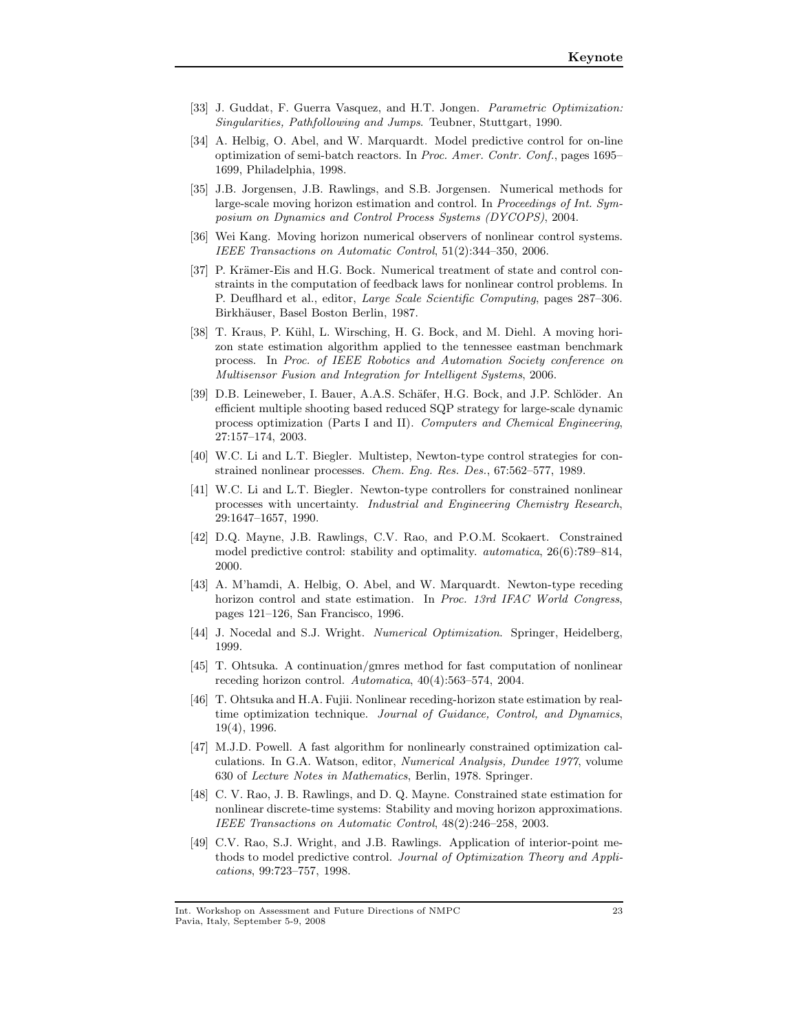[33] J. Guddat, F. Guerra Vasquez, and H.T. Jongen. *Parametric Optimization: Singularities, Pathfollowing and Jumps*. Teubner, Stuttgart, 1990.

[34] A. Helbig, O. Abel, and W. Marquardt. Model predictive control for on-line optimization of semi-batch reactors. In *Proc. Amer. Contr. Conf.*, pages 1695–1699, Philadelphia, 1998.

[35] J.B. Jorgensen, J.B. Rawlings, and S.B. Jorgensen. Numerical methods for large-scale moving horizon estimation and control. In *Proceedings of Int. Symposium on Dynamics and Control Process Systems (DYCOPS)*, 2004.

[36] Wei Kang. Moving horizon numerical observers of nonlinear control systems. *IEEE Transactions on Automatic Control*, 51(2):344–350, 2006.

[37] P. Krämer-Eis and H.G. Bock. Numerical treatment of state and control constraints in the computation of feedback laws for nonlinear control problems. In P. Deuflhard et al., editor, *Large Scale Scientific Computing*, pages 287–306. Birkhäuser, Basel Boston Berlin, 1987.

[38] T. Kraus, P. Kühl, L. Wirsching, H. G. Bock, and M. Diehl. A moving horizon state estimation algorithm applied to the tennessee eastman benchmark process. In *Proc. of IEEE Robotics and Automation Society conference on Multisensor Fusion and Integration for Intelligent Systems*, 2006.

[39] D.B. Leineweber, I. Bauer, A.A.S. Schäfer, H.G. Bock, and J.P. Schlöder. An efficient multiple shooting based reduced SQP strategy for large-scale dynamic process optimization (Parts I and II). *Computers and Chemical Engineering*, 27:157–174, 2003.

[40] W.C. Li and L.T. Biegler. Multistep, Newton-type control strategies for constrained nonlinear processes. *Chem. Eng. Res. Des.*, 67:562–577, 1989.

[41] W.C. Li and L.T. Biegler. Newton-type controllers for constrained nonlinear processes with uncertainty. *Industrial and Engineering Chemistry Research*, 29:1647–1657, 1990.

[42] D.Q. Mayne, J.B. Rawlings, C.V. Rao, and P.O.M. Scokaert. Constrained model predictive control: stability and optimality. *automatica*, 26(6):789–814, 2000.

[43] A. M'hamdi, A. Helbig, O. Abel, and W. Marquardt. Newton-type receding horizon control and state estimation. In *Proc. 13rd IFAC World Congress*, pages 121–126, San Francisco, 1996.

[44] J. Nocedal and S.J. Wright. *Numerical Optimization*. Springer, Heidelberg, 1999.

[45] T. Ohtsuka. A continuation/gmres method for fast computation of nonlinear receding horizon control. *Automatica*, 40(4):563–574, 2004.

[46] T. Ohtsuka and H.A. Fujii. Nonlinear receding-horizon state estimation by real-time optimization technique. *Journal of Guidance, Control, and Dynamics*, 19(4), 1996.

[47] M.J.D. Powell. A fast algorithm for nonlinearly constrained optimization calculations. In G.A. Watson, editor, *Numerical Analysis, Dundee 1977*, volume 630 of *Lecture Notes in Mathematics*, Berlin, 1978. Springer.

[48] C. V. Rao, J. B. Rawlings, and D. Q. Mayne. Constrained state estimation for nonlinear discrete-time systems: Stability and moving horizon approximations. *IEEE Transactions on Automatic Control*, 48(2):246–258, 2003.

[49] C.V. Rao, S.J. Wright, and J.B. Rawlings. Application of interior-point methods to model predictive control. *Journal of Optimization Theory and Applications*, 99:723–757, 1998.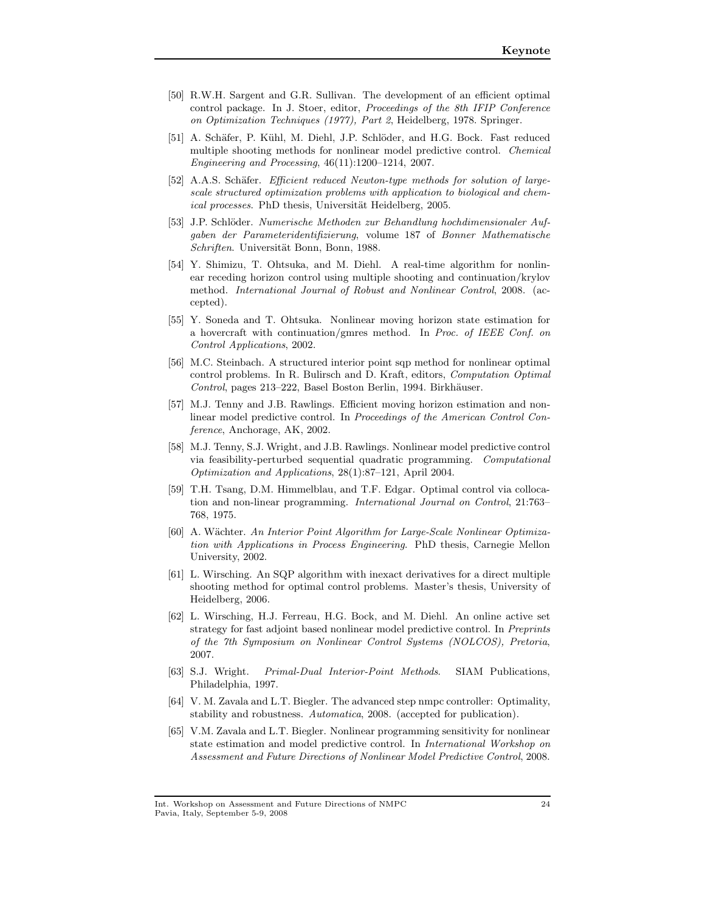[50] R.W.H. Sargent and G.R. Sullivan. The development of an efficient optimal control package. In J. Stoer, editor, *Proceedings of the 8th IFIP Conference on Optimization Techniques (1977), Part 2*, Heidelberg, 1978. Springer.

[51] A. Schäfer, P. Kühl, M. Diehl, J.P. Schlöder, and H.G. Bock. Fast reduced multiple shooting methods for nonlinear model predictive control. *Chemical Engineering and Processing*, 46(11):1200–1214, 2007.

[52] A.A.S. Schäfer. *Efficient reduced Newton-type methods for solution of large-scale structured optimization problems with application to biological and chemical processes.* PhD thesis, Universität Heidelberg, 2005.

[53] J.P. Schlöder. *Numerische Methoden zur Behandlung hochdimensionaler Aufgaben der Parameteridentifizierung*, volume 187 of *Bonner Mathematische Schriften*. Universität Bonn, Bonn, 1988.

[54] Y. Shimizu, T. Ohtsuka, and M. Diehl. A real-time algorithm for nonlinear receding horizon control using multiple shooting and continuation/krylov method. *International Journal of Robust and Nonlinear Control*, 2008. (accepted).

[55] Y. Soneda and T. Ohtsuka. Nonlinear moving horizon state estimation for a hovercraft with continuation/gmres method. In *Proc. of IEEE Conf. on Control Applications*, 2002.

[56] M.C. Steinbach. A structured interior point sqp method for nonlinear optimal control problems. In R. Bulirsch and D. Kraft, editors, *Computation Optimal Control*, pages 213–222, Basel Boston Berlin, 1994. Birkhäuser.

[57] M.J. Tenny and J.B. Rawlings. Efficient moving horizon estimation and nonlinear model predictive control. In *Proceedings of the American Control Conference*, Anchorage, AK, 2002.

[58] M.J. Tenny, S.J. Wright, and J.B. Rawlings. Nonlinear model predictive control via feasibility-perturbed sequential quadratic programming. *Computational Optimization and Applications*, 28(1):87–121, April 2004.

[59] T.H. Tsang, D.M. Himmelblau, and T.F. Edgar. Optimal control via collocation and non-linear programming. *International Journal on Control*, 21:763–768, 1975.

[60] A. Wächter. *An Interior Point Algorithm for Large-Scale Nonlinear Optimization with Applications in Process Engineering*. PhD thesis, Carnegie Mellon University, 2002.

[61] L. Wirsching. An SQP algorithm with inexact derivatives for a direct multiple shooting method for optimal control problems. Master's thesis, University of Heidelberg, 2006.

[62] L. Wirsching, H.J. Ferreau, H.G. Bock, and M. Diehl. An online active set strategy for fast adjoint based nonlinear model predictive control. In *Preprints of the 7th Symposium on Nonlinear Control Systems (NOLCOS), Pretoria*, 2007.

[63] S.J. Wright. *Primal-Dual Interior-Point Methods*. SIAM Publications, Philadelphia, 1997.

[64] V. M. Zavala and L.T. Biegler. The advanced step nmpc controller: Optimality, stability and robustness. *Automatica*, 2008. (accepted for publication).

[65] V.M. Zavala and L.T. Biegler. Nonlinear programming sensitivity for nonlinear state estimation and model predictive control. In *International Workshop on Assessment and Future Directions of Nonlinear Model Predictive Control*, 2008.